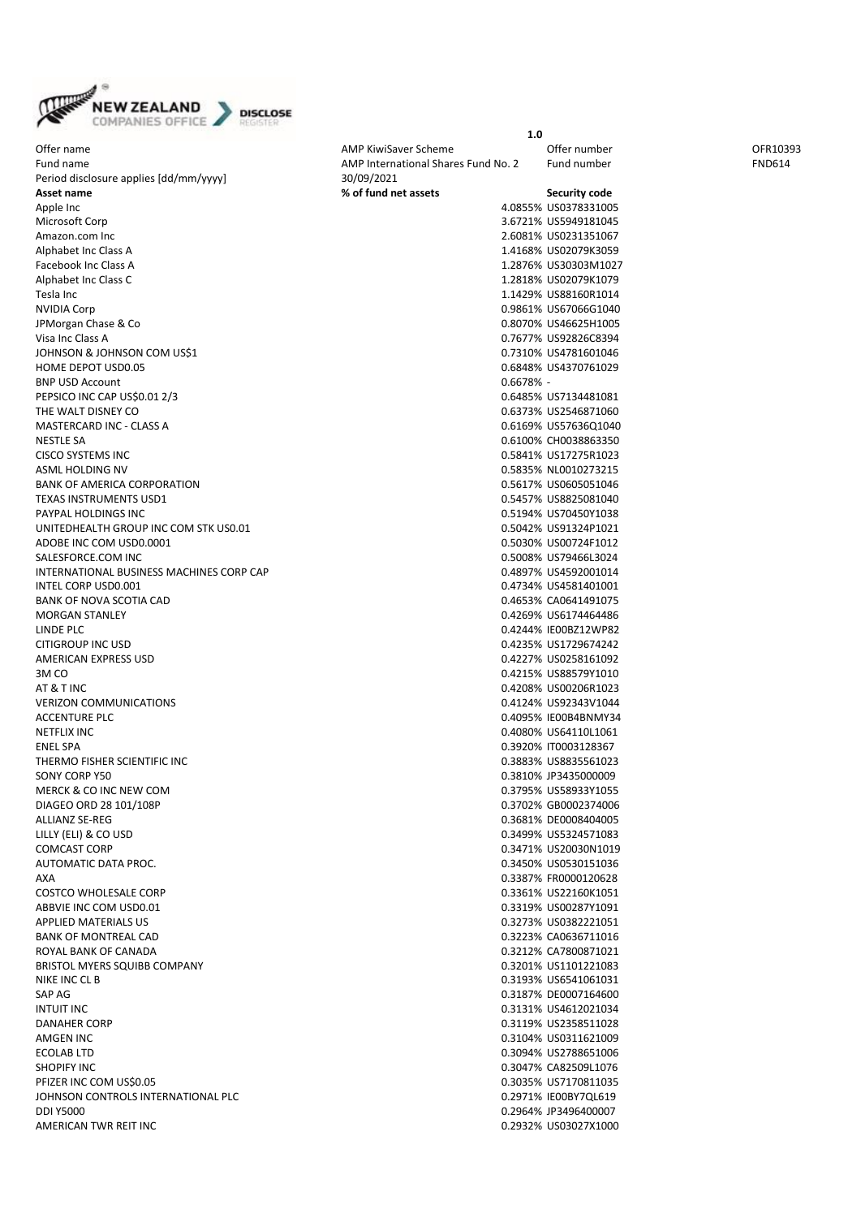1.0

| Offer name | AMP KiwiSaver Scheme | Offer number | OFR10393 |
|---|---|---|---|
| Fund name | AMP International Shares Fund No. 2 | Fund number | FND614 |
| Period disclosure applies [dd/mm/yyyy] | 30/09/2021 | | |

| Asset name | % of fund net assets | Security code |
|---|---|---|
| Apple Inc | 4.0855% | US0378331005 |
| Microsoft Corp | 3.6721% | US5949181045 |
| Amazon.com Inc | 2.6081% | US0231351067 |
| Alphabet Inc Class A | 1.4168% | US02079K3059 |
| Facebook Inc Class A | 1.2876% | US30303M1027 |
| Alphabet Inc Class C | 1.2818% | US02079K1079 |
| Tesla Inc | 1.1429% | US88160R1014 |
| NVIDIA Corp | 0.9861% | US67066G1040 |
| JPMorgan Chase & Co | 0.8070% | US46625H1005 |
| Visa Inc Class A | 0.7677% | US92826C8394 |
| JOHNSON & JOHNSON COM US$1 | 0.7310% | US4781601046 |
| HOME DEPOT USD0.05 | 0.6848% | US4370761029 |
| BNP USD Account | 0.6678% | - |
| PEPSICO INC CAP US$0.01 2/3 | 0.6485% | US7134481081 |
| THE WALT DISNEY CO | 0.6373% | US2546871060 |
| MASTERCARD INC - CLASS A | 0.6169% | US57636Q1040 |
| NESTLE SA | 0.6100% | CH0038863350 |
| CISCO SYSTEMS INC | 0.5841% | US17275R1023 |
| ASML HOLDING NV | 0.5835% | NL0010273215 |
| BANK OF AMERICA CORPORATION | 0.5617% | US0605051046 |
| TEXAS INSTRUMENTS USD1 | 0.5457% | US8825081040 |
| PAYPAL HOLDINGS INC | 0.5194% | US70450Y1038 |
| UNITEDHEALTH GROUP INC COM STK US0.01 | 0.5042% | US91324P1021 |
| ADOBE INC COM USD0.0001 | 0.5030% | US00724F1012 |
| SALESFORCE.COM INC | 0.5008% | US79466L3024 |
| INTERNATIONAL BUSINESS MACHINES CORP CAP | 0.4897% | US4592001014 |
| INTEL CORP USD0.001 | 0.4734% | US4581401001 |
| BANK OF NOVA SCOTIA CAD | 0.4653% | CA0641491075 |
| MORGAN STANLEY | 0.4269% | US6174464486 |
| LINDE PLC | 0.4244% | IE00BZ12WP82 |
| CITIGROUP INC USD | 0.4235% | US1729674242 |
| AMERICAN EXPRESS USD | 0.4227% | US0258161092 |
| 3M CO | 0.4215% | US88579Y1010 |
| AT & T INC | 0.4208% | US00206R1023 |
| VERIZON COMMUNICATIONS | 0.4124% | US92343V1044 |
| ACCENTURE PLC | 0.4095% | IE00B4BNMY34 |
| NETFLIX INC | 0.4080% | US64110L1061 |
| ENEL SPA | 0.3920% | IT0003128367 |
| THERMO FISHER SCIENTIFIC INC | 0.3883% | US8835561023 |
| SONY CORP Y50 | 0.3810% | JP3435000009 |
| MERCK & CO INC NEW COM | 0.3795% | US58933Y1055 |
| DIAGEO ORD 28 101/108P | 0.3702% | GB0002374006 |
| ALLIANZ SE-REG | 0.3681% | DE0008404005 |
| LILLY (ELI) & CO USD | 0.3499% | US5324571083 |
| COMCAST CORP | 0.3471% | US20030N1019 |
| AUTOMATIC DATA PROC. | 0.3450% | US0530151036 |
| AXA | 0.3387% | FR0000120628 |
| COSTCO WHOLESALE CORP | 0.3361% | US22160K1051 |
| ABBVIE INC COM USD0.01 | 0.3319% | US00287Y1091 |
| APPLIED MATERIALS US | 0.3273% | US0382221051 |
| BANK OF MONTREAL CAD | 0.3223% | CA0636711016 |
| ROYAL BANK OF CANADA | 0.3212% | CA7800871021 |
| BRISTOL MYERS SQUIBB COMPANY | 0.3201% | US1101221083 |
| NIKE INC CL B | 0.3193% | US6541061031 |
| SAP AG | 0.3187% | DE0007164600 |
| INTUIT INC | 0.3131% | US4612021034 |
| DANAHER CORP | 0.3119% | US2358511028 |
| AMGEN INC | 0.3104% | US0311621009 |
| ECOLAB LTD | 0.3094% | US2788651006 |
| SHOPIFY INC | 0.3047% | CA82509L1076 |
| PFIZER INC COM US$0.05 | 0.3035% | US7170811035 |
| JOHNSON CONTROLS INTERNATIONAL PLC | 0.2971% | IE00BY7QL619 |
| DDI Y5000 | 0.2964% | JP3496400007 |
| AMERICAN TWR REIT INC | 0.2932% | US03027X1000 |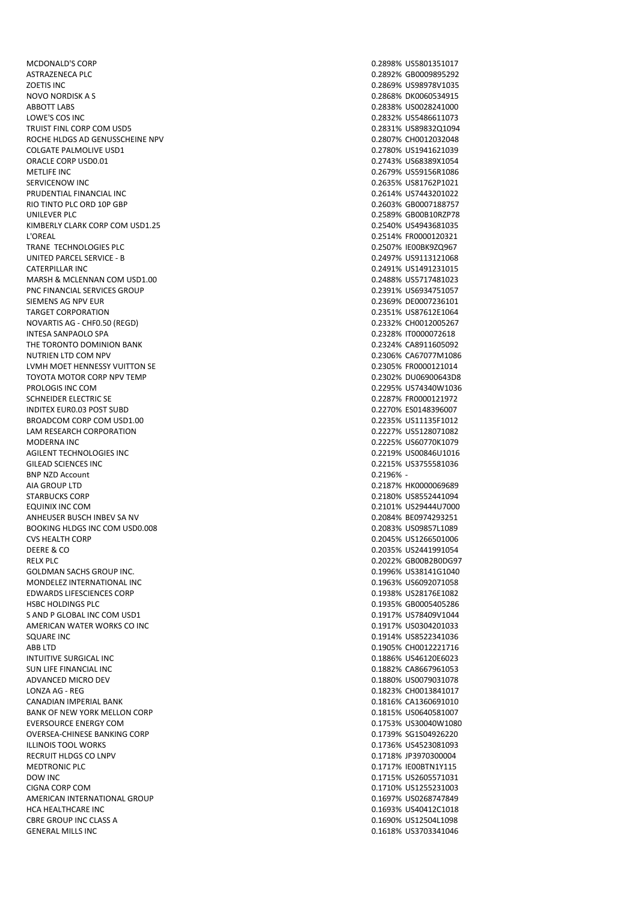| | | |
|---|---|---|
| MCDONALD'S CORP | 0.2898% | US5801351017 |
| ASTRAZENECA PLC | 0.2892% | GB0009895292 |
| ZOETIS INC | 0.2869% | US98978V1035 |
| NOVO NORDISK A S | 0.2868% | DK0060534915 |
| ABBOTT LABS | 0.2838% | US0028241000 |
| LOWE'S COS INC | 0.2832% | US5486611073 |
| TRUIST FINL CORP COM USD5 | 0.2831% | US89832Q1094 |
| ROCHE HLDGS AD GENUSSCHEINE NPV | 0.2807% | CH0012032048 |
| COLGATE PALMOLIVE USD1 | 0.2780% | US1941621039 |
| ORACLE CORP USD0.01 | 0.2743% | US68389X1054 |
| METLIFE INC | 0.2679% | US59156R1086 |
| SERVICENOW INC | 0.2635% | US81762P1021 |
| PRUDENTIAL FINANCIAL INC | 0.2614% | US7443201022 |
| RIO TINTO PLC ORD 10P GBP | 0.2603% | GB0007188757 |
| UNILEVER PLC | 0.2589% | GB00B10RZP78 |
| KIMBERLY CLARK CORP COM USD1.25 | 0.2540% | US4943681035 |
| L'OREAL | 0.2514% | FR0000120321 |
| TRANE TECHNOLOGIES PLC | 0.2507% | IE00BK9ZQ967 |
| UNITED PARCEL SERVICE - B | 0.2497% | US9113121068 |
| CATERPILLAR INC | 0.2491% | US1491231015 |
| MARSH & MCLENNAN COM USD1.00 | 0.2488% | US5717481023 |
| PNC FINANCIAL SERVICES GROUP | 0.2391% | US6934751057 |
| SIEMENS AG NPV EUR | 0.2369% | DE0007236101 |
| TARGET CORPORATION | 0.2351% | US87612E1064 |
| NOVARTIS AG - CHF0.50 (REGD) | 0.2332% | CH0012005267 |
| INTESA SANPAOLO SPA | 0.2328% | IT0000072618 |
| THE TORONTO DOMINION BANK | 0.2324% | CA8911605092 |
| NUTRIEN LTD COM NPV | 0.2306% | CA67077M1086 |
| LVMH MOET HENNESSY VUITTON SE | 0.2305% | FR0000121014 |
| TOYOTA MOTOR CORP NPV TEMP | 0.2302% | DU06900643D8 |
| PROLOGIS INC COM | 0.2295% | US74340W1036 |
| SCHNEIDER ELECTRIC SE | 0.2287% | FR0000121972 |
| INDITEX EUR0.03 POST SUBD | 0.2270% | ES0148396007 |
| BROADCOM CORP COM USD1.00 | 0.2235% | US11135F1012 |
| LAM RESEARCH CORPORATION | 0.2227% | US5128071082 |
| MODERNA INC | 0.2225% | US60770K1079 |
| AGILENT TECHNOLOGIES INC | 0.2219% | US00846U1016 |
| GILEAD SCIENCES INC | 0.2215% | US3755581036 |
| BNP NZD Account | 0.2196% | - |
| AIA GROUP LTD | 0.2187% | HK0000069689 |
| STARBUCKS CORP | 0.2180% | US8552441094 |
| EQUINIX INC COM | 0.2101% | US29444U7000 |
| ANHEUSER BUSCH INBEV SA NV | 0.2084% | BE0974293251 |
| BOOKING HLDGS INC COM USD0.008 | 0.2083% | US09857L1089 |
| CVS HEALTH CORP | 0.2045% | US1266501006 |
| DEERE & CO | 0.2035% | US2441991054 |
| RELX PLC | 0.2022% | GB00B2B0DG97 |
| GOLDMAN SACHS GROUP INC. | 0.1996% | US38141G1040 |
| MONDELEZ INTERNATIONAL INC | 0.1963% | US6092071058 |
| EDWARDS LIFESCIENCES CORP | 0.1938% | US28176E1082 |
| HSBC HOLDINGS PLC | 0.1935% | GB0005405286 |
| S AND P GLOBAL INC COM USD1 | 0.1917% | US78409V1044 |
| AMERICAN WATER WORKS CO INC | 0.1917% | US0304201033 |
| SQUARE INC | 0.1914% | US8522341036 |
| ABB LTD | 0.1905% | CH0012221716 |
| INTUITIVE SURGICAL INC | 0.1886% | US46120E6023 |
| SUN LIFE FINANCIAL INC | 0.1882% | CA8667961053 |
| ADVANCED MICRO DEV | 0.1880% | US0079031078 |
| LONZA AG - REG | 0.1823% | CH0013841017 |
| CANADIAN IMPERIAL BANK | 0.1816% | CA1360691010 |
| BANK OF NEW YORK MELLON CORP | 0.1815% | US0640581007 |
| EVERSOURCE ENERGY COM | 0.1753% | US30040W1080 |
| OVERSEA-CHINESE BANKING CORP | 0.1739% | SG1S04926220 |
| ILLINOIS TOOL WORKS | 0.1736% | US4523081093 |
| RECRUIT HLDGS CO LNPV | 0.1718% | JP3970300004 |
| MEDTRONIC PLC | 0.1717% | IE00BTN1Y115 |
| DOW INC | 0.1715% | US2605571031 |
| CIGNA CORP COM | 0.1710% | US1255231003 |
| AMERICAN INTERNATIONAL GROUP | 0.1697% | US0268747849 |
| HCA HEALTHCARE INC | 0.1693% | US40412C1018 |
| CBRE GROUP INC CLASS A | 0.1690% | US12504L1098 |
| GENERAL MILLS INC | 0.1618% | US3703341046 |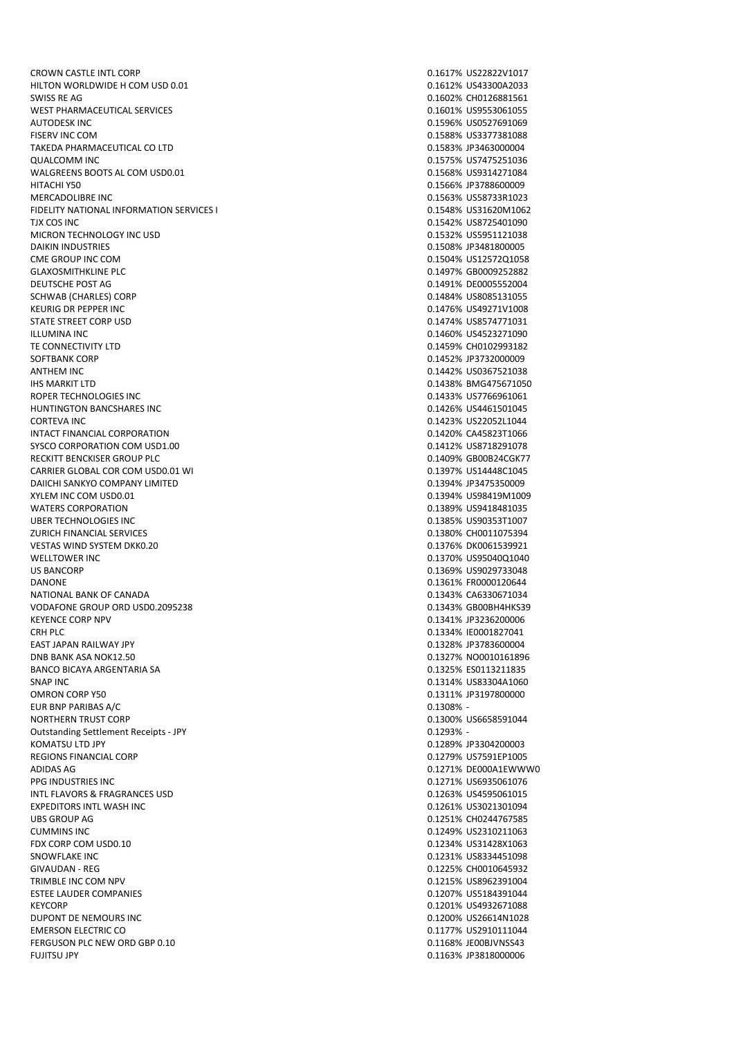| | | |
|---|---|---|
| CROWN CASTLE INTL CORP | 0.1617% | US22822V1017 |
| HILTON WORLDWIDE H COM USD 0.01 | 0.1612% | US43300A2033 |
| SWISS RE AG | 0.1602% | CH0126881561 |
| WEST PHARMACEUTICAL SERVICES | 0.1601% | US9553061055 |
| AUTODESK INC | 0.1596% | US0527691069 |
| FISERV INC COM | 0.1588% | US3377381088 |
| TAKEDA PHARMACEUTICAL CO LTD | 0.1583% | JP3463000004 |
| QUALCOMM INC | 0.1575% | US7475251036 |
| WALGREENS BOOTS AL COM USD0.01 | 0.1568% | US9314271084 |
| HITACHI Y50 | 0.1566% | JP3788600009 |
| MERCADOLIBRE INC | 0.1563% | US58733R1023 |
| FIDELITY NATIONAL INFORMATION SERVICES I | 0.1548% | US31620M1062 |
| TJX COS INC | 0.1542% | US8725401090 |
| MICRON TECHNOLOGY INC USD | 0.1532% | US5951121038 |
| DAIKIN INDUSTRIES | 0.1508% | JP3481800005 |
| CME GROUP INC COM | 0.1504% | US12572Q1058 |
| GLAXOSMITHKLINE PLC | 0.1497% | GB0009252882 |
| DEUTSCHE POST AG | 0.1491% | DE0005552004 |
| SCHWAB (CHARLES) CORP | 0.1484% | US8085131055 |
| KEURIG DR PEPPER INC | 0.1476% | US49271V1008 |
| STATE STREET CORP USD | 0.1474% | US8574771031 |
| ILLUMINA INC | 0.1460% | US4523271090 |
| TE CONNECTIVITY LTD | 0.1459% | CH0102993182 |
| SOFTBANK CORP | 0.1452% | JP3732000009 |
| ANTHEM INC | 0.1442% | US0367521038 |
| IHS MARKIT LTD | 0.1438% | BMG475671050 |
| ROPER TECHNOLOGIES INC | 0.1433% | US7766961061 |
| HUNTINGTON BANCSHARES INC | 0.1426% | US4461501045 |
| CORTEVA INC | 0.1423% | US22052L1044 |
| INTACT FINANCIAL CORPORATION | 0.1420% | CA45823T1066 |
| SYSCO CORPORATION COM USD1.00 | 0.1412% | US8718291078 |
| RECKITT BENCKISER GROUP PLC | 0.1409% | GB00B24CGK77 |
| CARRIER GLOBAL COR COM USD0.01 WI | 0.1397% | US14448C1045 |
| DAIICHI SANKYO COMPANY LIMITED | 0.1394% | JP3475350009 |
| XYLEM INC COM USD0.01 | 0.1394% | US98419M1009 |
| WATERS CORPORATION | 0.1389% | US9418481035 |
| UBER TECHNOLOGIES INC | 0.1385% | US90353T1007 |
| ZURICH FINANCIAL SERVICES | 0.1380% | CH0011075394 |
| VESTAS WIND SYSTEM DKK0.20 | 0.1376% | DK0061539921 |
| WELLTOWER INC | 0.1370% | US95040Q1040 |
| US BANCORP | 0.1369% | US9029733048 |
| DANONE | 0.1361% | FR0000120644 |
| NATIONAL BANK OF CANADA | 0.1343% | CA6330671034 |
| VODAFONE GROUP ORD USD0.2095238 | 0.1343% | GB00BH4HKS39 |
| KEYENCE CORP NPV | 0.1341% | JP3236200006 |
| CRH PLC | 0.1334% | IE0001827041 |
| EAST JAPAN RAILWAY JPY | 0.1328% | JP3783600004 |
| DNB BANK ASA NOK12.50 | 0.1327% | NO0010161896 |
| BANCO BICAYA ARGENTARIA SA | 0.1325% | ES0113211835 |
| SNAP INC | 0.1314% | US83304A1060 |
| OMRON CORP Y50 | 0.1311% | JP3197800000 |
| EUR BNP PARIBAS A/C | 0.1308% | - |
| NORTHERN TRUST CORP | 0.1300% | US6658591044 |
| Outstanding Settlement Receipts - JPY | 0.1293% | - |
| KOMATSU LTD JPY | 0.1289% | JP3304200003 |
| REGIONS FINANCIAL CORP | 0.1279% | US7591EP1005 |
| ADIDAS AG | 0.1271% | DE000A1EWWW0 |
| PPG INDUSTRIES INC | 0.1271% | US6935061076 |
| INTL FLAVORS & FRAGRANCES USD | 0.1263% | US4595061015 |
| EXPEDITORS INTL WASH INC | 0.1261% | US3021301094 |
| UBS GROUP AG | 0.1251% | CH0244767585 |
| CUMMINS INC | 0.1249% | US2310211063 |
| FDX CORP COM USD0.10 | 0.1234% | US31428X1063 |
| SNOWFLAKE INC | 0.1231% | US8334451098 |
| GIVAUDAN - REG | 0.1225% | CH0010645932 |
| TRIMBLE INC COM NPV | 0.1215% | US8962391004 |
| ESTEE LAUDER COMPANIES | 0.1207% | US5184391044 |
| KEYCORP | 0.1201% | US4932671088 |
| DUPONT DE NEMOURS INC | 0.1200% | US26614N1028 |
| EMERSON ELECTRIC CO | 0.1177% | US2910111044 |
| FERGUSON PLC NEW ORD GBP 0.10 | 0.1168% | JE00BJVNSS43 |
| FUJITSU JPY | 0.1163% | JP3818000006 |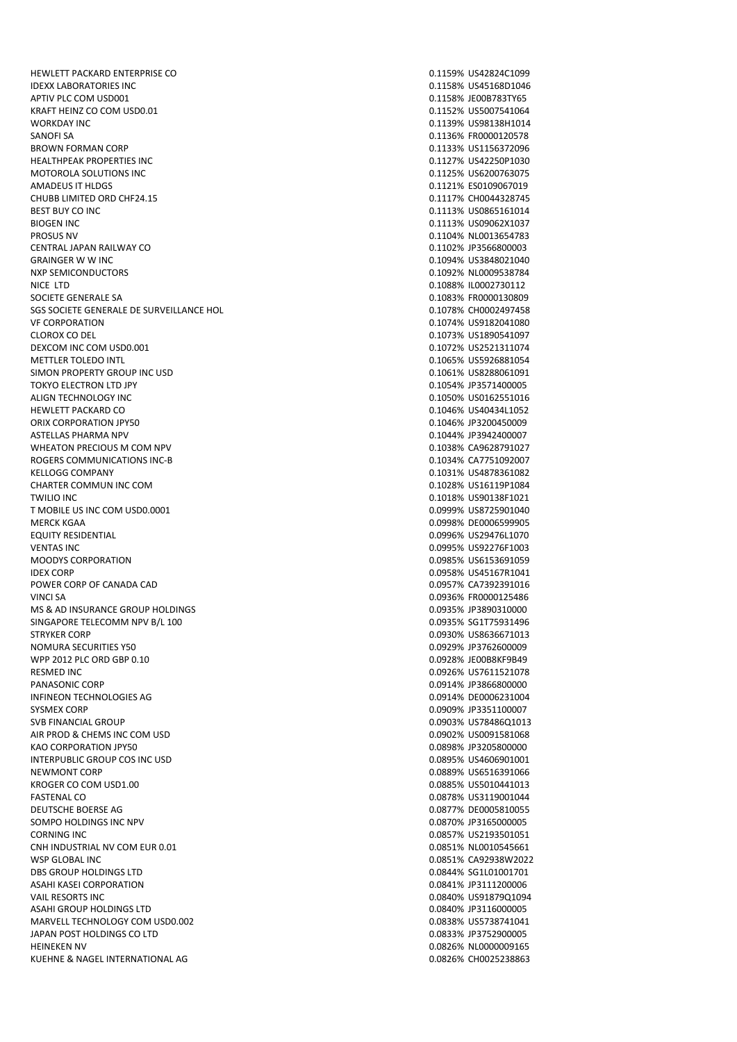| | | |
|---|---|---|
| HEWLETT PACKARD ENTERPRISE CO | 0.1159% | US42824C1099 |
| IDEXX LABORATORIES INC | 0.1158% | US45168D1046 |
| APTIV PLC COM USD001 | 0.1158% | JE00B783TY65 |
| KRAFT HEINZ CO COM USD0.01 | 0.1152% | US5007541064 |
| WORKDAY INC | 0.1139% | US98138H1014 |
| SANOFI SA | 0.1136% | FR0000120578 |
| BROWN FORMAN CORP | 0.1133% | US1156372096 |
| HEALTHPEAK PROPERTIES INC | 0.1127% | US42250P1030 |
| MOTOROLA SOLUTIONS INC | 0.1125% | US6200763075 |
| AMADEUS IT HLDGS | 0.1121% | ES0109067019 |
| CHUBB LIMITED ORD CHF24.15 | 0.1117% | CH0044328745 |
| BEST BUY CO INC | 0.1113% | US0865161014 |
| BIOGEN INC | 0.1113% | US09062X1037 |
| PROSUS NV | 0.1104% | NL0013654783 |
| CENTRAL JAPAN RAILWAY CO | 0.1102% | JP3566800003 |
| GRAINGER W W INC | 0.1094% | US3848021040 |
| NXP SEMICONDUCTORS | 0.1092% | NL0009538784 |
| NICE LTD | 0.1088% | IL0002730112 |
| SOCIETE GENERALE SA | 0.1083% | FR0000130809 |
| SGS SOCIETE GENERALE DE SURVEILLANCE HOL | 0.1078% | CH0002497458 |
| VF CORPORATION | 0.1074% | US9182041080 |
| CLOROX CO DEL | 0.1073% | US1890541097 |
| DEXCOM INC COM USD0.001 | 0.1072% | US2521311074 |
| METTLER TOLEDO INTL | 0.1065% | US5926881054 |
| SIMON PROPERTY GROUP INC USD | 0.1061% | US8288061091 |
| TOKYO ELECTRON LTD JPY | 0.1054% | JP3571400005 |
| ALIGN TECHNOLOGY INC | 0.1050% | US0162551016 |
| HEWLETT PACKARD CO | 0.1046% | US40434L1052 |
| ORIX CORPORATION JPY50 | 0.1046% | JP3200450009 |
| ASTELLAS PHARMA NPV | 0.1044% | JP3942400007 |
| WHEATON PRECIOUS M COM NPV | 0.1038% | CA9628791027 |
| ROGERS COMMUNICATIONS INC-B | 0.1034% | CA7751092007 |
| KELLOGG COMPANY | 0.1031% | US4878361082 |
| CHARTER COMMUN INC COM | 0.1028% | US16119P1084 |
| TWILIO INC | 0.1018% | US90138F1021 |
| T MOBILE US INC COM USD0.0001 | 0.0999% | US8725901040 |
| MERCK KGAA | 0.0998% | DE0006599905 |
| EQUITY RESIDENTIAL | 0.0996% | US29476L1070 |
| VENTAS INC | 0.0995% | US92276F1003 |
| MOODYS CORPORATION | 0.0985% | US6153691059 |
| IDEX CORP | 0.0958% | US45167R1041 |
| POWER CORP OF CANADA CAD | 0.0957% | CA7392391016 |
| VINCI SA | 0.0936% | FR0000125486 |
| MS & AD INSURANCE GROUP HOLDINGS | 0.0935% | JP3890310000 |
| SINGAPORE TELECOMM NPV B/L 100 | 0.0935% | SG1T75931496 |
| STRYKER CORP | 0.0930% | US8636671013 |
| NOMURA SECURITIES Y50 | 0.0929% | JP3762600009 |
| WPP 2012 PLC ORD GBP 0.10 | 0.0928% | JE00B8KF9B49 |
| RESMED INC | 0.0926% | US7611521078 |
| PANASONIC CORP | 0.0914% | JP3866800000 |
| INFINEON TECHNOLOGIES AG | 0.0914% | DE0006231004 |
| SYSMEX CORP | 0.0909% | JP3351100007 |
| SVB FINANCIAL GROUP | 0.0903% | US78486Q1013 |
| AIR PROD & CHEMS INC COM USD | 0.0902% | US0091581068 |
| KAO CORPORATION JPY50 | 0.0898% | JP3205800000 |
| INTERPUBLIC GROUP COS INC USD | 0.0895% | US4606901001 |
| NEWMONT CORP | 0.0889% | US6516391066 |
| KROGER CO COM USD1.00 | 0.0885% | US5010441013 |
| FASTENAL CO | 0.0878% | US3119001044 |
| DEUTSCHE BOERSE AG | 0.0877% | DE0005810055 |
| SOMPO HOLDINGS INC NPV | 0.0870% | JP3165000005 |
| CORNING INC | 0.0857% | US2193501051 |
| CNH INDUSTRIAL NV COM EUR 0.01 | 0.0851% | NL0010545661 |
| WSP GLOBAL INC | 0.0851% | CA92938W2022 |
| DBS GROUP HOLDINGS LTD | 0.0844% | SG1L01001701 |
| ASAHI KASEI CORPORATION | 0.0841% | JP3111200006 |
| VAIL RESORTS INC | 0.0840% | US91879Q1094 |
| ASAHI GROUP HOLDINGS LTD | 0.0840% | JP3116000005 |
| MARVELL TECHNOLOGY COM USD0.002 | 0.0838% | US5738741041 |
| JAPAN POST HOLDINGS CO LTD | 0.0833% | JP3752900005 |
| HEINEKEN NV | 0.0826% | NL0000009165 |
| KUEHNE & NAGEL INTERNATIONAL AG | 0.0826% | CH0025238863 |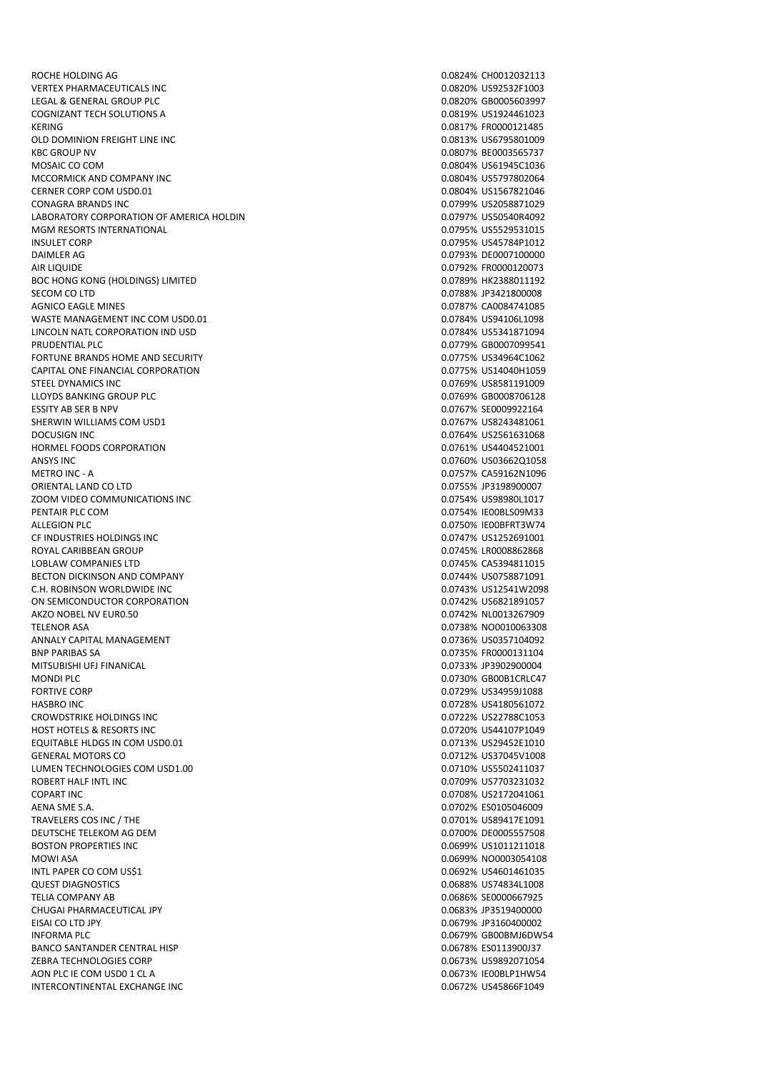| | | |
|---|---|---|
| ROCHE HOLDING AG | 0.0824% | CH0012032113 |
| VERTEX PHARMACEUTICALS INC | 0.0820% | US92532F1003 |
| LEGAL & GENERAL GROUP PLC | 0.0820% | GB0005603997 |
| COGNIZANT TECH SOLUTIONS A | 0.0819% | US1924461023 |
| KERING | 0.0817% | FR0000121485 |
| OLD DOMINION FREIGHT LINE INC | 0.0813% | US6795801009 |
| KBC GROUP NV | 0.0807% | BE0003565737 |
| MOSAIC CO COM | 0.0804% | US61945C1036 |
| MCCORMICK AND COMPANY INC | 0.0804% | US5797802064 |
| CERNER CORP COM USD0.01 | 0.0804% | US1567821046 |
| CONAGRA BRANDS INC | 0.0799% | US2058871029 |
| LABORATORY CORPORATION OF AMERICA HOLDIN | 0.0797% | US50540R4092 |
| MGM RESORTS INTERNATIONAL | 0.0795% | US5529531015 |
| INSULET CORP | 0.0795% | US45784P1012 |
| DAIMLER AG | 0.0793% | DE0007100000 |
| AIR LIQUIDE | 0.0792% | FR0000120073 |
| BOC HONG KONG (HOLDINGS) LIMITED | 0.0789% | HK2388011192 |
| SECOM CO LTD | 0.0788% | JP3421800008 |
| AGNICO EAGLE MINES | 0.0787% | CA0084741085 |
| WASTE MANAGEMENT INC COM USD0.01 | 0.0784% | US94106L1098 |
| LINCOLN NATL CORPORATION IND USD | 0.0784% | US5341871094 |
| PRUDENTIAL PLC | 0.0779% | GB0007099541 |
| FORTUNE BRANDS HOME AND SECURITY | 0.0775% | US34964C1062 |
| CAPITAL ONE FINANCIAL CORPORATION | 0.0775% | US14040H1059 |
| STEEL DYNAMICS INC | 0.0769% | US8581191009 |
| LLOYDS BANKING GROUP PLC | 0.0769% | GB0008706128 |
| ESSITY AB SER B NPV | 0.0767% | SE0009922164 |
| SHERWIN WILLIAMS COM USD1 | 0.0767% | US8243481061 |
| DOCUSIGN INC | 0.0764% | US2561631068 |
| HORMEL FOODS CORPORATION | 0.0761% | US4404521001 |
| ANSYS INC | 0.0760% | US03662Q1058 |
| METRO INC - A | 0.0757% | CA59162N1096 |
| ORIENTAL LAND CO LTD | 0.0755% | JP3198900007 |
| ZOOM VIDEO COMMUNICATIONS INC | 0.0754% | US98980L1017 |
| PENTAIR PLC COM | 0.0754% | IE00BLS09M33 |
| ALLEGION PLC | 0.0750% | IE00BFRT3W74 |
| CF INDUSTRIES HOLDINGS INC | 0.0747% | US1252691001 |
| ROYAL CARIBBEAN GROUP | 0.0745% | LR0008862868 |
| LOBLAW COMPANIES LTD | 0.0745% | CA5394811015 |
| BECTON DICKINSON AND COMPANY | 0.0744% | US0758871091 |
| C.H. ROBINSON WORLDWIDE INC | 0.0743% | US12541W2098 |
| ON SEMICONDUCTOR CORPORATION | 0.0742% | US6821891057 |
| AKZO NOBEL NV EUR0.50 | 0.0742% | NL0013267909 |
| TELENOR ASA | 0.0738% | NO0010063308 |
| ANNALY CAPITAL MANAGEMENT | 0.0736% | US0357104092 |
| BNP PARIBAS SA | 0.0735% | FR0000131104 |
| MITSUBISHI UFJ FINANICAL | 0.0733% | JP3902900004 |
| MONDI PLC | 0.0730% | GB00B1CRLC47 |
| FORTIVE CORP | 0.0729% | US34959J1088 |
| HASBRO INC | 0.0728% | US4180561072 |
| CROWDSTRIKE HOLDINGS INC | 0.0722% | US22788C1053 |
| HOST HOTELS & RESORTS INC | 0.0720% | US44107P1049 |
| EQUITABLE HLDGS IN COM USD0.01 | 0.0713% | US29452E1010 |
| GENERAL MOTORS CO | 0.0712% | US37045V1008 |
| LUMEN TECHNOLOGIES COM USD1.00 | 0.0710% | US5502411037 |
| ROBERT HALF INTL INC | 0.0709% | US7703231032 |
| COPART INC | 0.0708% | US2172041061 |
| AENA SME S.A. | 0.0702% | ES0105046009 |
| TRAVELERS COS INC / THE | 0.0701% | US89417E1091 |
| DEUTSCHE TELEKOM AG DEM | 0.0700% | DE0005557508 |
| BOSTON PROPERTIES INC | 0.0699% | US1011211018 |
| MOWI ASA | 0.0699% | NO0003054108 |
| INTL PAPER CO COM US$1 | 0.0692% | US4601461035 |
| QUEST DIAGNOSTICS | 0.0688% | US74834L1008 |
| TELIA COMPANY AB | 0.0686% | SE0000667925 |
| CHUGAI PHARMACEUTICAL JPY | 0.0683% | JP3519400000 |
| EISAI CO LTD JPY | 0.0679% | JP3160400002 |
| INFORMA PLC | 0.0679% | GB00BMJ6DW54 |
| BANCO SANTANDER CENTRAL HISP | 0.0678% | ES0113900J37 |
| ZEBRA TECHNOLOGIES CORP | 0.0673% | US9892071054 |
| AON PLC IE COM USD0 1 CL A | 0.0673% | IE00BLP1HW54 |
| INTERCONTINENTAL EXCHANGE INC | 0.0672% | US45866F1049 |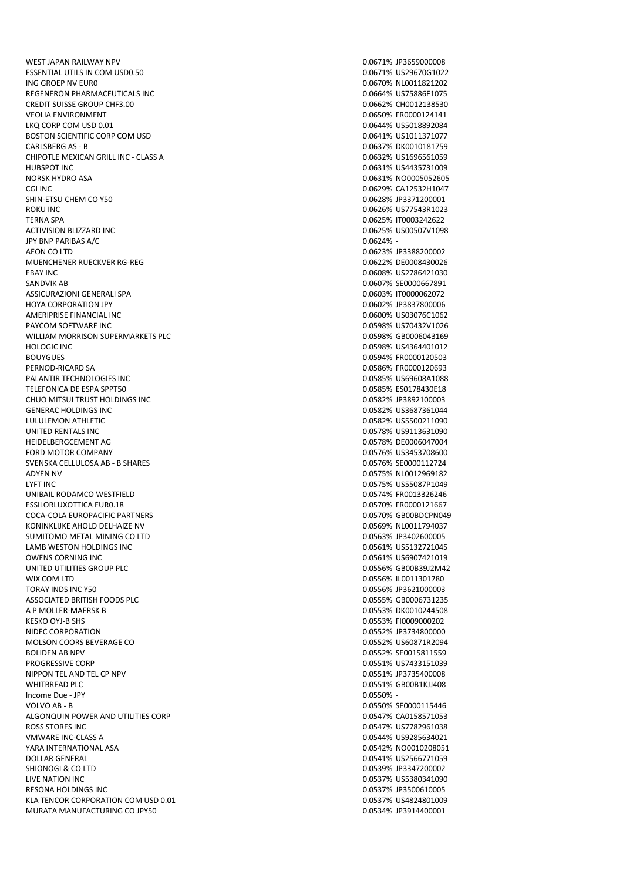| | | |
|---|---|---|
| WEST JAPAN RAILWAY NPV | 0.0671% | JP3659000008 |
| ESSENTIAL UTILS IN COM USD0.50 | 0.0671% | US29670G1022 |
| ING GROEP NV EUR0 | 0.0670% | NL0011821202 |
| REGENERON PHARMACEUTICALS INC | 0.0664% | US75886F1075 |
| CREDIT SUISSE GROUP CHF3.00 | 0.0662% | CH0012138530 |
| VEOLIA ENVIRONMENT | 0.0650% | FR0000124141 |
| LKQ CORP COM USD 0.01 | 0.0644% | US5018892084 |
| BOSTON SCIENTIFIC CORP COM USD | 0.0641% | US1011371077 |
| CARLSBERG AS - B | 0.0637% | DK0010181759 |
| CHIPOTLE MEXICAN GRILL INC - CLASS A | 0.0632% | US1696561059 |
| HUBSPOT INC | 0.0631% | US4435731009 |
| NORSK HYDRO ASA | 0.0631% | NO0005052605 |
| CGI INC | 0.0629% | CA12532H1047 |
| SHIN-ETSU CHEM CO Y50 | 0.0628% | JP3371200001 |
| ROKU INC | 0.0626% | US77543R1023 |
| TERNA SPA | 0.0625% | IT0003242622 |
| ACTIVISION BLIZZARD INC | 0.0625% | US00507V1098 |
| JPY BNP PARIBAS A/C | 0.0624% | - |
| AEON CO LTD | 0.0623% | JP3388200002 |
| MUENCHENER RUECKVER RG-REG | 0.0622% | DE0008430026 |
| EBAY INC | 0.0608% | US2786421030 |
| SANDVIK AB | 0.0607% | SE0000667891 |
| ASSICURAZIONI GENERALI SPA | 0.0603% | IT0000062072 |
| HOYA CORPORATION JPY | 0.0602% | JP3837800006 |
| AMERIPRISE FINANCIAL INC | 0.0600% | US03076C1062 |
| PAYCOM SOFTWARE INC | 0.0598% | US70432V1026 |
| WILLIAM MORRISON SUPERMARKETS PLC | 0.0598% | GB0006043169 |
| HOLOGIC INC | 0.0598% | US4364401012 |
| BOUYGUES | 0.0594% | FR0000120503 |
| PERNOD-RICARD SA | 0.0586% | FR0000120693 |
| PALANTIR TECHNOLOGIES INC | 0.0585% | US69608A1088 |
| TELEFONICA DE ESPA SPPT50 | 0.0585% | ES0178430E18 |
| CHUO MITSUI TRUST HOLDINGS INC | 0.0582% | JP3892100003 |
| GENERAC HOLDINGS INC | 0.0582% | US3687361044 |
| LULULEMON ATHLETIC | 0.0582% | US5500211090 |
| UNITED RENTALS INC | 0.0578% | US9113631090 |
| HEIDELBERGCEMENT AG | 0.0578% | DE0006047004 |
| FORD MOTOR COMPANY | 0.0576% | US3453708600 |
| SVENSKA CELLULOSA AB - B SHARES | 0.0576% | SE0000112724 |
| ADYEN NV | 0.0575% | NL0012969182 |
| LYFT INC | 0.0575% | US55087P1049 |
| UNIBAIL RODAMCO WESTFIELD | 0.0574% | FR0013326246 |
| ESSILORLUXOTTICA EUR0.18 | 0.0570% | FR0000121667 |
| COCA-COLA EUROPACIFIC PARTNERS | 0.0570% | GB00BDCPN049 |
| KONINKLIJKE AHOLD DELHAIZE NV | 0.0569% | NL0011794037 |
| SUMITOMO METAL MINING CO LTD | 0.0563% | JP3402600005 |
| LAMB WESTON HOLDINGS INC | 0.0561% | US5132721045 |
| OWENS CORNING INC | 0.0561% | US6907421019 |
| UNITED UTILITIES GROUP PLC | 0.0556% | GB00B39J2M42 |
| WIX COM LTD | 0.0556% | IL0011301780 |
| TORAY INDS INC Y50 | 0.0556% | JP3621000003 |
| ASSOCIATED BRITISH FOODS PLC | 0.0555% | GB0006731235 |
| A P MOLLER-MAERSK B | 0.0553% | DK0010244508 |
| KESKO OYJ-B SHS | 0.0553% | FI0009000202 |
| NIDEC CORPORATION | 0.0552% | JP3734800000 |
| MOLSON COORS BEVERAGE CO | 0.0552% | US60871R2094 |
| BOLIDEN AB NPV | 0.0552% | SE0015811559 |
| PROGRESSIVE CORP | 0.0551% | US7433151039 |
| NIPPON TEL AND TEL CP NPV | 0.0551% | JP3735400008 |
| WHITBREAD PLC | 0.0551% | GB00B1KJJ408 |
| Income Due - JPY | 0.0550% | - |
| VOLVO AB - B | 0.0550% | SE0000115446 |
| ALGONQUIN POWER AND UTILITIES CORP | 0.0547% | CA0158571053 |
| ROSS STORES INC | 0.0547% | US7782961038 |
| VMWARE INC-CLASS A | 0.0544% | US9285634021 |
| YARA INTERNATIONAL ASA | 0.0542% | NO0010208051 |
| DOLLAR GENERAL | 0.0541% | US2566771059 |
| SHIONOGI & CO LTD | 0.0539% | JP3347200002 |
| LIVE NATION INC | 0.0537% | US5380341090 |
| RESONA HOLDINGS INC | 0.0537% | JP3500610005 |
| KLA TENCOR CORPORATION COM USD 0.01 | 0.0537% | US4824801009 |
| MURATA MANUFACTURING CO JPY50 | 0.0534% | JP3914400001 |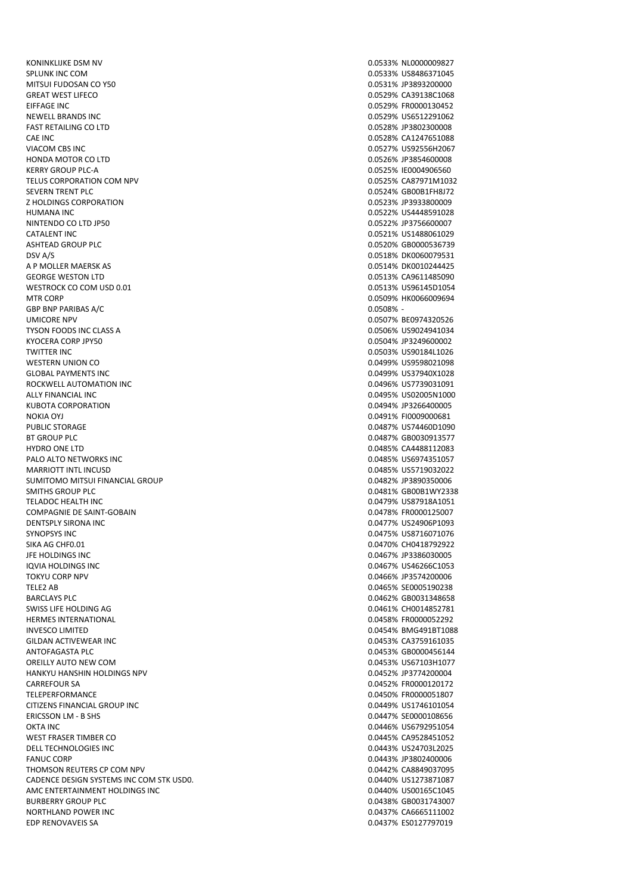| | | |
|---|---|---|
| KONINKLIJKE DSM NV | 0.0533% | NL0000009827 |
| SPLUNK INC COM | 0.0533% | US8486371045 |
| MITSUI FUDOSAN CO Y50 | 0.0531% | JP3893200000 |
| GREAT WEST LIFECO | 0.0529% | CA39138C1068 |
| EIFFAGE INC | 0.0529% | FR0000130452 |
| NEWELL BRANDS INC | 0.0529% | US6512291062 |
| FAST RETAILING CO LTD | 0.0528% | JP3802300008 |
| CAE INC | 0.0528% | CA1247651088 |
| VIACOM CBS INC | 0.0527% | US92556H2067 |
| HONDA MOTOR CO LTD | 0.0526% | JP3854600008 |
| KERRY GROUP PLC-A | 0.0525% | IE0004906560 |
| TELUS CORPORATION COM NPV | 0.0525% | CA87971M1032 |
| SEVERN TRENT PLC | 0.0524% | GB00B1FH8J72 |
| Z HOLDINGS CORPORATION | 0.0523% | JP3933800009 |
| HUMANA INC | 0.0522% | US4448591028 |
| NINTENDO CO LTD JP50 | 0.0522% | JP3756600007 |
| CATALENT INC | 0.0521% | US1488061029 |
| ASHTEAD GROUP PLC | 0.0520% | GB0000536739 |
| DSV A/S | 0.0518% | DK0060079531 |
| A P MOLLER MAERSK AS | 0.0514% | DK0010244425 |
| GEORGE WESTON LTD | 0.0513% | CA9611485090 |
| WESTROCK CO COM USD 0.01 | 0.0513% | US96145D1054 |
| MTR CORP | 0.0509% | HK0066009694 |
| GBP BNP PARIBAS A/C | 0.0508% | - |
| UMICORE NPV | 0.0507% | BE0974320526 |
| TYSON FOODS INC CLASS A | 0.0506% | US9024941034 |
| KYOCERA CORP JPY50 | 0.0504% | JP3249600002 |
| TWITTER INC | 0.0503% | US90184L1026 |
| WESTERN UNION CO | 0.0499% | US9598021098 |
| GLOBAL PAYMENTS INC | 0.0499% | US37940X1028 |
| ROCKWELL AUTOMATION INC | 0.0496% | US7739031091 |
| ALLY FINANCIAL INC | 0.0495% | US02005N1000 |
| KUBOTA CORPORATION | 0.0494% | JP3266400005 |
| NOKIA OYJ | 0.0491% | FI0009000681 |
| PUBLIC STORAGE | 0.0487% | US74460D1090 |
| BT GROUP PLC | 0.0487% | GB0030913577 |
| HYDRO ONE LTD | 0.0485% | CA4488112083 |
| PALO ALTO NETWORKS INC | 0.0485% | US6974351057 |
| MARRIOTT INTL INCUSD | 0.0485% | US5719032022 |
| SUMITOMO MITSUI FINANCIAL GROUP | 0.0482% | JP3890350006 |
| SMITHS GROUP PLC | 0.0481% | GB00B1WY2338 |
| TELADOC HEALTH INC | 0.0479% | US87918A1051 |
| COMPAGNIE DE SAINT-GOBAIN | 0.0478% | FR0000125007 |
| DENTSPLY SIRONA INC | 0.0477% | US24906P1093 |
| SYNOPSYS INC | 0.0475% | US8716071076 |
| SIKA AG CHF0.01 | 0.0470% | CH0418792922 |
| JFE HOLDINGS INC | 0.0467% | JP3386030005 |
| IQVIA HOLDINGS INC | 0.0467% | US46266C1053 |
| TOKYU CORP NPV | 0.0466% | JP3574200006 |
| TELE2 AB | 0.0465% | SE0005190238 |
| BARCLAYS PLC | 0.0462% | GB0031348658 |
| SWISS LIFE HOLDING AG | 0.0461% | CH0014852781 |
| HERMES INTERNATIONAL | 0.0458% | FR0000052292 |
| INVESCO LIMITED | 0.0454% | BMG491BT1088 |
| GILDAN ACTIVEWEAR INC | 0.0453% | CA3759161035 |
| ANTOFAGASTA PLC | 0.0453% | GB0000456144 |
| OREILLY AUTO NEW COM | 0.0453% | US67103H1077 |
| HANKYU HANSHIN HOLDINGS NPV | 0.0452% | JP3774200004 |
| CARREFOUR SA | 0.0452% | FR0000120172 |
| TELEPERFORMANCE | 0.0450% | FR0000051807 |
| CITIZENS FINANCIAL GROUP INC | 0.0449% | US1746101054 |
| ERICSSON LM - B SHS | 0.0447% | SE0000108656 |
| OKTA INC | 0.0446% | US6792951054 |
| WEST FRASER TIMBER CO | 0.0445% | CA9528451052 |
| DELL TECHNOLOGIES INC | 0.0443% | US24703L2025 |
| FANUC CORP | 0.0443% | JP3802400006 |
| THOMSON REUTERS CP COM NPV | 0.0442% | CA8849037095 |
| CADENCE DESIGN SYSTEMS INC COM STK USD0. | 0.0440% | US1273871087 |
| AMC ENTERTAINMENT HOLDINGS INC | 0.0440% | US00165C1045 |
| BURBERRY GROUP PLC | 0.0438% | GB0031743007 |
| NORTHLAND POWER INC | 0.0437% | CA6665111002 |
| EDP RENOVAVEIS SA | 0.0437% | ES0127797019 |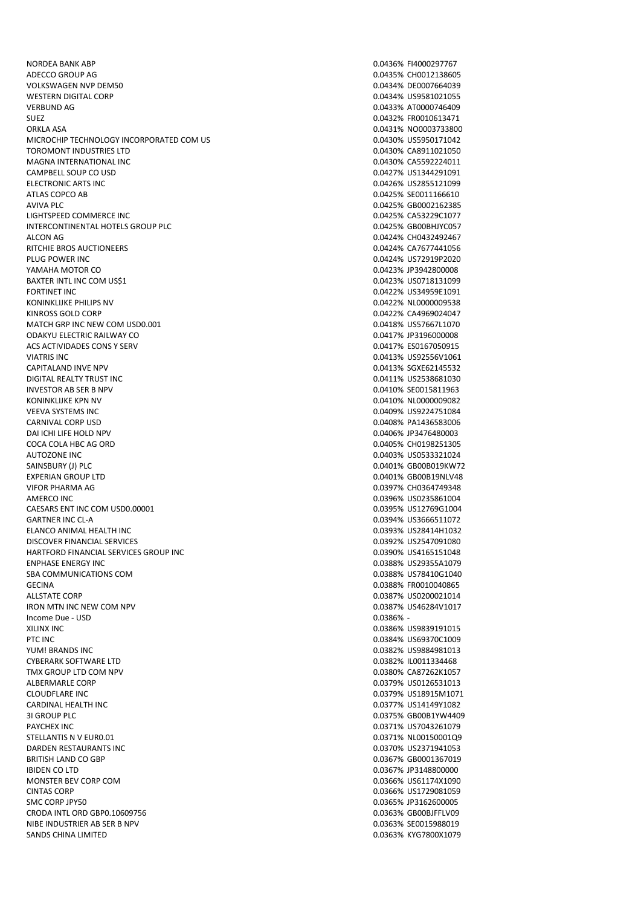| | | |
|---|---|---|
| NORDEA BANK ABP | 0.0436% | FI4000297767 |
| ADECCO GROUP AG | 0.0435% | CH0012138605 |
| VOLKSWAGEN NVP DEM50 | 0.0434% | DE0007664039 |
| WESTERN DIGITAL CORP | 0.0434% | US9581021055 |
| VERBUND AG | 0.0433% | AT0000746409 |
| SUEZ | 0.0432% | FR0010613471 |
| ORKLA ASA | 0.0431% | NO0003733800 |
| MICROCHIP TECHNOLOGY INCORPORATED COM US | 0.0430% | US5950171042 |
| TOROMONT INDUSTRIES LTD | 0.0430% | CA8911021050 |
| MAGNA INTERNATIONAL INC | 0.0430% | CA5592224011 |
| CAMPBELL SOUP CO USD | 0.0427% | US1344291091 |
| ELECTRONIC ARTS INC | 0.0426% | US2855121099 |
| ATLAS COPCO AB | 0.0425% | SE0011166610 |
| AVIVA PLC | 0.0425% | GB0002162385 |
| LIGHTSPEED COMMERCE INC | 0.0425% | CA53229C1077 |
| INTERCONTINENTAL HOTELS GROUP PLC | 0.0425% | GB00BHJYC057 |
| ALCON AG | 0.0424% | CH0432492467 |
| RITCHIE BROS AUCTIONEERS | 0.0424% | CA7677441056 |
| PLUG POWER INC | 0.0424% | US72919P2020 |
| YAMAHA MOTOR CO | 0.0423% | JP3942800008 |
| BAXTER INTL INC COM US$1 | 0.0423% | US0718131099 |
| FORTINET INC | 0.0422% | US34959E1091 |
| KONINKLIJKE PHILIPS NV | 0.0422% | NL0000009538 |
| KINROSS GOLD CORP | 0.0422% | CA4969024047 |
| MATCH GRP INC NEW COM USD0.001 | 0.0418% | US57667L1070 |
| ODAKYU ELECTRIC RAILWAY CO | 0.0417% | JP3196000008 |
| ACS ACTIVIDADES CONS Y SERV | 0.0417% | ES0167050915 |
| VIATRIS INC | 0.0413% | US92556V1061 |
| CAPITALAND INVE NPV | 0.0413% | SGXE62145532 |
| DIGITAL REALTY TRUST INC | 0.0411% | US2538681030 |
| INVESTOR AB SER B NPV | 0.0410% | SE0015811963 |
| KONINKLIJKE KPN NV | 0.0410% | NL0000009082 |
| VEEVA SYSTEMS INC | 0.0409% | US9224751084 |
| CARNIVAL CORP USD | 0.0408% | PA1436583006 |
| DAI ICHI LIFE HOLD NPV | 0.0406% | JP3476480003 |
| COCA COLA HBC AG ORD | 0.0405% | CH0198251305 |
| AUTOZONE INC | 0.0403% | US0533321024 |
| SAINSBURY (J) PLC | 0.0401% | GB00B019KW72 |
| EXPERIAN GROUP LTD | 0.0401% | GB00B19NLV48 |
| VIFOR PHARMA AG | 0.0397% | CH0364749348 |
| AMERCO INC | 0.0396% | US0235861004 |
| CAESARS ENT INC COM USD0.00001 | 0.0395% | US12769G1004 |
| GARTNER INC CL-A | 0.0394% | US3666511072 |
| ELANCO ANIMAL HEALTH INC | 0.0393% | US28414H1032 |
| DISCOVER FINANCIAL SERVICES | 0.0392% | US2547091080 |
| HARTFORD FINANCIAL SERVICES GROUP INC | 0.0390% | US4165151048 |
| ENPHASE ENERGY INC | 0.0388% | US29355A1079 |
| SBA COMMUNICATIONS COM | 0.0388% | US78410G1040 |
| GECINA | 0.0388% | FR0010040865 |
| ALLSTATE CORP | 0.0387% | US0200021014 |
| IRON MTN INC NEW COM NPV | 0.0387% | US46284V1017 |
| Income Due - USD | 0.0386% | - |
| XILINX INC | 0.0386% | US9839191015 |
| PTC INC | 0.0384% | US69370C1009 |
| YUM! BRANDS INC | 0.0382% | US9884981013 |
| CYBERARK SOFTWARE LTD | 0.0382% | IL0011334468 |
| TMX GROUP LTD COM NPV | 0.0380% | CA87262K1057 |
| ALBERMARLE CORP | 0.0379% | US0126531013 |
| CLOUDFLARE INC | 0.0379% | US18915M1071 |
| CARDINAL HEALTH INC | 0.0377% | US14149Y1082 |
| 3I GROUP PLC | 0.0375% | GB00B1YW4409 |
| PAYCHEX INC | 0.0371% | US7043261079 |
| STELLANTIS N V EUR0.01 | 0.0371% | NL00150001Q9 |
| DARDEN RESTAURANTS INC | 0.0370% | US2371941053 |
| BRITISH LAND CO GBP | 0.0367% | GB0001367019 |
| IBIDEN CO LTD | 0.0367% | JP3148800000 |
| MONSTER BEV CORP COM | 0.0366% | US61174X1090 |
| CINTAS CORP | 0.0366% | US1729081059 |
| SMC CORP JPY50 | 0.0365% | JP3162600005 |
| CRODA INTL ORD GBP0.10609756 | 0.0363% | GB00BJFFLV09 |
| NIBE INDUSTRIER AB SER B NPV | 0.0363% | SE0015988019 |
| SANDS CHINA LIMITED | 0.0363% | KYG7800X1079 |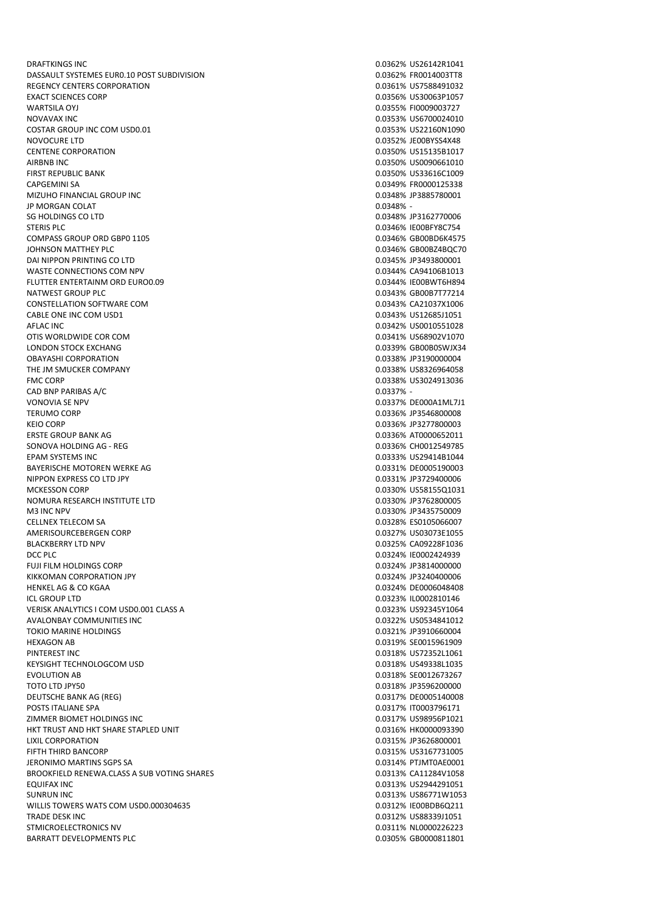| | | |
|---|---|---|
| DRAFTKINGS INC | 0.0362% | US26142R1041 |
| DASSAULT SYSTEMES EUR0.10 POST SUBDIVISION | 0.0362% | FR0014003TT8 |
| REGENCY CENTERS CORPORATION | 0.0361% | US7588491032 |
| EXACT SCIENCES CORP | 0.0356% | US30063P1057 |
| WARTSILA OYJ | 0.0355% | FI0009003727 |
| NOVAVAX INC | 0.0353% | US6700024010 |
| COSTAR GROUP INC COM USD0.01 | 0.0353% | US22160N1090 |
| NOVOCURE LTD | 0.0352% | JE00BYSS4X48 |
| CENTENE CORPORATION | 0.0350% | US15135B1017 |
| AIRBNB INC | 0.0350% | US0090661010 |
| FIRST REPUBLIC BANK | 0.0350% | US33616C1009 |
| CAPGEMINI SA | 0.0349% | FR0000125338 |
| MIZUHO FINANCIAL GROUP INC | 0.0348% | JP3885780001 |
| JP MORGAN COLAT | 0.0348% | - |
| SG HOLDINGS CO LTD | 0.0348% | JP3162770006 |
| STERIS PLC | 0.0346% | IE00BFY8C754 |
| COMPASS GROUP ORD GBP0 1105 | 0.0346% | GB00BD6K4575 |
| JOHNSON MATTHEY PLC | 0.0346% | GB00BZ4BQC70 |
| DAI NIPPON PRINTING CO LTD | 0.0345% | JP3493800001 |
| WASTE CONNECTIONS COM NPV | 0.0344% | CA94106B1013 |
| FLUTTER ENTERTAINM ORD EURO0.09 | 0.0344% | IE00BWT6H894 |
| NATWEST GROUP PLC | 0.0343% | GB00B7T77214 |
| CONSTELLATION SOFTWARE COM | 0.0343% | CA21037X1006 |
| CABLE ONE INC COM USD1 | 0.0343% | US12685J1051 |
| AFLAC INC | 0.0342% | US0010551028 |
| OTIS WORLDWIDE COR COM | 0.0341% | US68902V1070 |
| LONDON STOCK EXCHANG | 0.0339% | GB00B0SWJX34 |
| OBAYASHI CORPORATION | 0.0338% | JP3190000004 |
| THE JM SMUCKER COMPANY | 0.0338% | US8326964058 |
| FMC CORP | 0.0338% | US3024913036 |
| CAD BNP PARIBAS A/C | 0.0337% | - |
| VONOVIA SE NPV | 0.0337% | DE000A1ML7J1 |
| TERUMO CORP | 0.0336% | JP3546800008 |
| KEIO CORP | 0.0336% | JP3277800003 |
| ERSTE GROUP BANK AG | 0.0336% | AT0000652011 |
| SONOVA HOLDING AG - REG | 0.0336% | CH0012549785 |
| EPAM SYSTEMS INC | 0.0333% | US29414B1044 |
| BAYERISCHE MOTOREN WERKE AG | 0.0331% | DE0005190003 |
| NIPPON EXPRESS CO LTD JPY | 0.0331% | JP3729400006 |
| MCKESSON CORP | 0.0330% | US58155Q1031 |
| NOMURA RESEARCH INSTITUTE LTD | 0.0330% | JP3762800005 |
| M3 INC NPV | 0.0330% | JP3435750009 |
| CELLNEX TELECOM SA | 0.0328% | ES0105066007 |
| AMERISOURCEBERGEN CORP | 0.0327% | US03073E1055 |
| BLACKBERRY LTD NPV | 0.0325% | CA09228F1036 |
| DCC PLC | 0.0324% | IE0002424939 |
| FUJI FILM HOLDINGS CORP | 0.0324% | JP3814000000 |
| KIKKOMAN CORPORATION JPY | 0.0324% | JP3240400006 |
| HENKEL AG & CO KGAA | 0.0324% | DE0006048408 |
| ICL GROUP LTD | 0.0323% | IL0002810146 |
| VERISK ANALYTICS I COM USD0.001 CLASS A | 0.0323% | US92345Y1064 |
| AVALONBAY COMMUNITIES INC | 0.0322% | US0534841012 |
| TOKIO MARINE HOLDINGS | 0.0321% | JP3910660004 |
| HEXAGON AB | 0.0319% | SE0015961909 |
| PINTEREST INC | 0.0318% | US72352L1061 |
| KEYSIGHT TECHNOLOGCOM USD | 0.0318% | US49338L1035 |
| EVOLUTION AB | 0.0318% | SE0012673267 |
| TOTO LTD JPY50 | 0.0318% | JP3596200000 |
| DEUTSCHE BANK AG (REG) | 0.0317% | DE0005140008 |
| POSTS ITALIANE SPA | 0.0317% | IT0003796171 |
| ZIMMER BIOMET HOLDINGS INC | 0.0317% | US98956P1021 |
| HKT TRUST AND HKT SHARE STAPLED UNIT | 0.0316% | HK0000093390 |
| LIXIL CORPORATION | 0.0315% | JP3626800001 |
| FIFTH THIRD BANCORP | 0.0315% | US3167731005 |
| JERONIMO MARTINS SGPS SA | 0.0314% | PTJMT0AE0001 |
| BROOKFIELD RENEWA.CLASS A SUB VOTING SHARES | 0.0313% | CA11284V1058 |
| EQUIFAX INC | 0.0313% | US2944291051 |
| SUNRUN INC | 0.0313% | US86771W1053 |
| WILLIS TOWERS WATS COM USD0.000304635 | 0.0312% | IE00BDB6Q211 |
| TRADE DESK INC | 0.0312% | US88339J1051 |
| STMICROELECTRONICS NV | 0.0311% | NL0000226223 |
| BARRATT DEVELOPMENTS PLC | 0.0305% | GB0000811801 |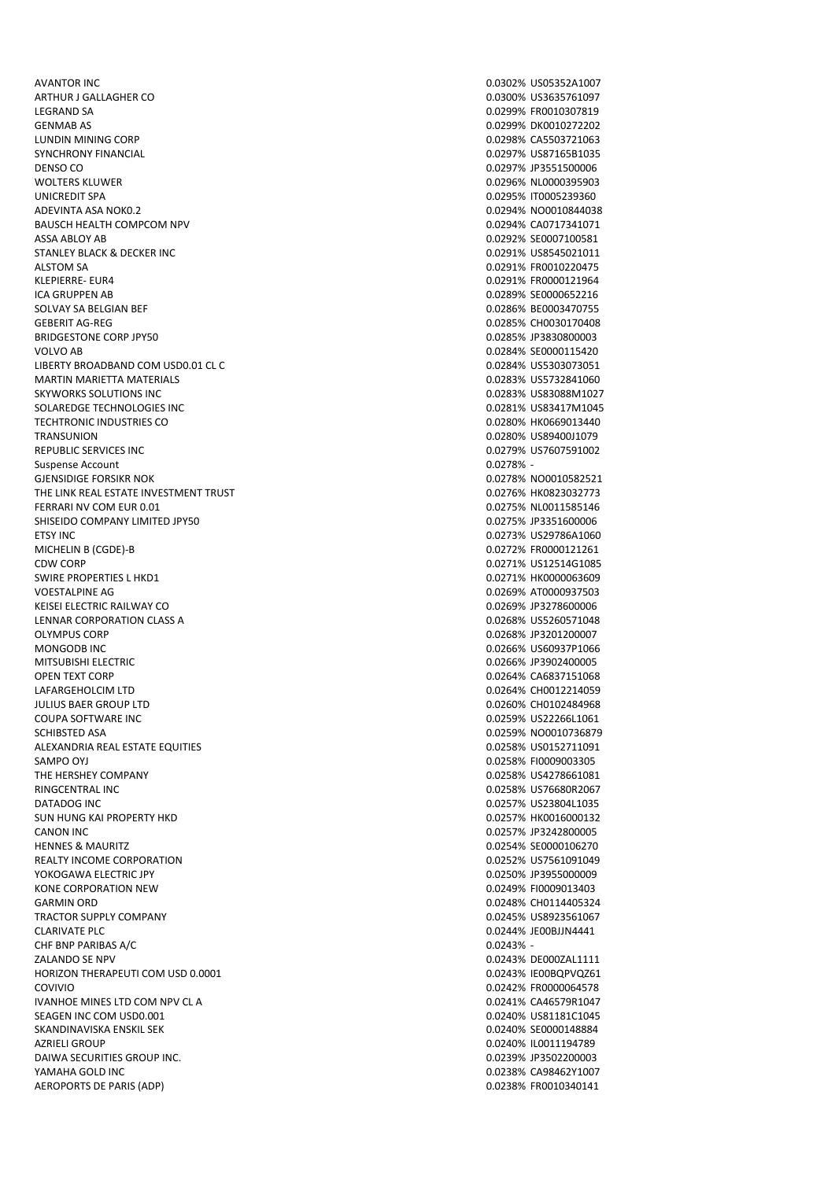| | | |
|---|---|---|
| AVANTOR INC | 0.0302% | US05352A1007 |
| ARTHUR J GALLAGHER CO | 0.0300% | US3635761097 |
| LEGRAND SA | 0.0299% | FR0010307819 |
| GENMAB AS | 0.0299% | DK0010272202 |
| LUNDIN MINING CORP | 0.0298% | CA5503721063 |
| SYNCHRONY FINANCIAL | 0.0297% | US87165B1035 |
| DENSO CO | 0.0297% | JP3551500006 |
| WOLTERS KLUWER | 0.0296% | NL0000395903 |
| UNICREDIT SPA | 0.0295% | IT0005239360 |
| ADEVINTA ASA NOK0.2 | 0.0294% | NO0010844038 |
| BAUSCH HEALTH COMPCOM NPV | 0.0294% | CA0717341071 |
| ASSA ABLOY AB | 0.0292% | SE0007100581 |
| STANLEY BLACK & DECKER INC | 0.0291% | US8545021011 |
| ALSTOM SA | 0.0291% | FR0010220475 |
| KLEPIERRE- EUR4 | 0.0291% | FR0000121964 |
| ICA GRUPPEN AB | 0.0289% | SE0000652216 |
| SOLVAY SA BELGIAN BEF | 0.0286% | BE0003470755 |
| GEBERIT AG-REG | 0.0285% | CH0030170408 |
| BRIDGESTONE CORP JPY50 | 0.0285% | JP3830800003 |
| VOLVO AB | 0.0284% | SE0000115420 |
| LIBERTY BROADBAND COM USD0.01 CL C | 0.0284% | US5303073051 |
| MARTIN MARIETTA MATERIALS | 0.0283% | US5732841060 |
| SKYWORKS SOLUTIONS INC | 0.0283% | US83088M1027 |
| SOLAREDGE TECHNOLOGIES INC | 0.0281% | US83417M1045 |
| TECHTRONIC INDUSTRIES CO | 0.0280% | HK0669013440 |
| TRANSUNION | 0.0280% | US89400J1079 |
| REPUBLIC SERVICES INC | 0.0279% | US7607591002 |
| Suspense Account | 0.0278% | - |
| GJENSIDIGE FORSIKR NOK | 0.0278% | NO0010582521 |
| THE LINK REAL ESTATE INVESTMENT TRUST | 0.0276% | HK0823032773 |
| FERRARI NV COM EUR 0.01 | 0.0275% | NL0011585146 |
| SHISEIDO COMPANY LIMITED JPY50 | 0.0275% | JP3351600006 |
| ETSY INC | 0.0273% | US29786A1060 |
| MICHELIN B (CGDE)-B | 0.0272% | FR0000121261 |
| CDW CORP | 0.0271% | US12514G1085 |
| SWIRE PROPERTIES L HKD1 | 0.0271% | HK0000063609 |
| VOESTALPINE AG | 0.0269% | AT0000937503 |
| KEISEI ELECTRIC RAILWAY CO | 0.0269% | JP3278600006 |
| LENNAR CORPORATION CLASS A | 0.0268% | US5260571048 |
| OLYMPUS CORP | 0.0268% | JP3201200007 |
| MONGODB INC | 0.0266% | US60937P1066 |
| MITSUBISHI ELECTRIC | 0.0266% | JP3902400005 |
| OPEN TEXT CORP | 0.0264% | CA6837151068 |
| LAFARGEHOLCIM LTD | 0.0264% | CH0012214059 |
| JULIUS BAER GROUP LTD | 0.0260% | CH0102484968 |
| COUPA SOFTWARE INC | 0.0259% | US22266L1061 |
| SCHIBSTED ASA | 0.0259% | NO0010736879 |
| ALEXANDRIA REAL ESTATE EQUITIES | 0.0258% | US0152711091 |
| SAMPO OYJ | 0.0258% | FI0009003305 |
| THE HERSHEY COMPANY | 0.0258% | US4278661081 |
| RINGCENTRAL INC | 0.0258% | US76680R2067 |
| DATADOG INC | 0.0257% | US23804L1035 |
| SUN HUNG KAI PROPERTY HKD | 0.0257% | HK0016000132 |
| CANON INC | 0.0257% | JP3242800005 |
| HENNES & MAURITZ | 0.0254% | SE0000106270 |
| REALTY INCOME CORPORATION | 0.0252% | US7561091049 |
| YOKOGAWA ELECTRIC JPY | 0.0250% | JP3955000009 |
| KONE CORPORATION NEW | 0.0249% | FI0009013403 |
| GARMIN ORD | 0.0248% | CH0114405324 |
| TRACTOR SUPPLY COMPANY | 0.0245% | US8923561067 |
| CLARIVATE PLC | 0.0244% | JE00BJJN4441 |
| CHF BNP PARIBAS A/C | 0.0243% | - |
| ZALANDO SE NPV | 0.0243% | DE000ZAL1111 |
| HORIZON THERAPEUTI COM USD 0.0001 | 0.0243% | IE00BQPVQZ61 |
| COVIVIO | 0.0242% | FR0000064578 |
| IVANHOE MINES LTD COM NPV CL A | 0.0241% | CA46579R1047 |
| SEAGEN INC COM USD0.001 | 0.0240% | US81181C1045 |
| SKANDINAVISKA ENSKIL SEK | 0.0240% | SE0000148884 |
| AZRIELI GROUP | 0.0240% | IL0011194789 |
| DAIWA SECURITIES GROUP INC. | 0.0239% | JP3502200003 |
| YAMAHA GOLD INC | 0.0238% | CA98462Y1007 |
| AEROPORTS DE PARIS (ADP) | 0.0238% | FR0010340141 |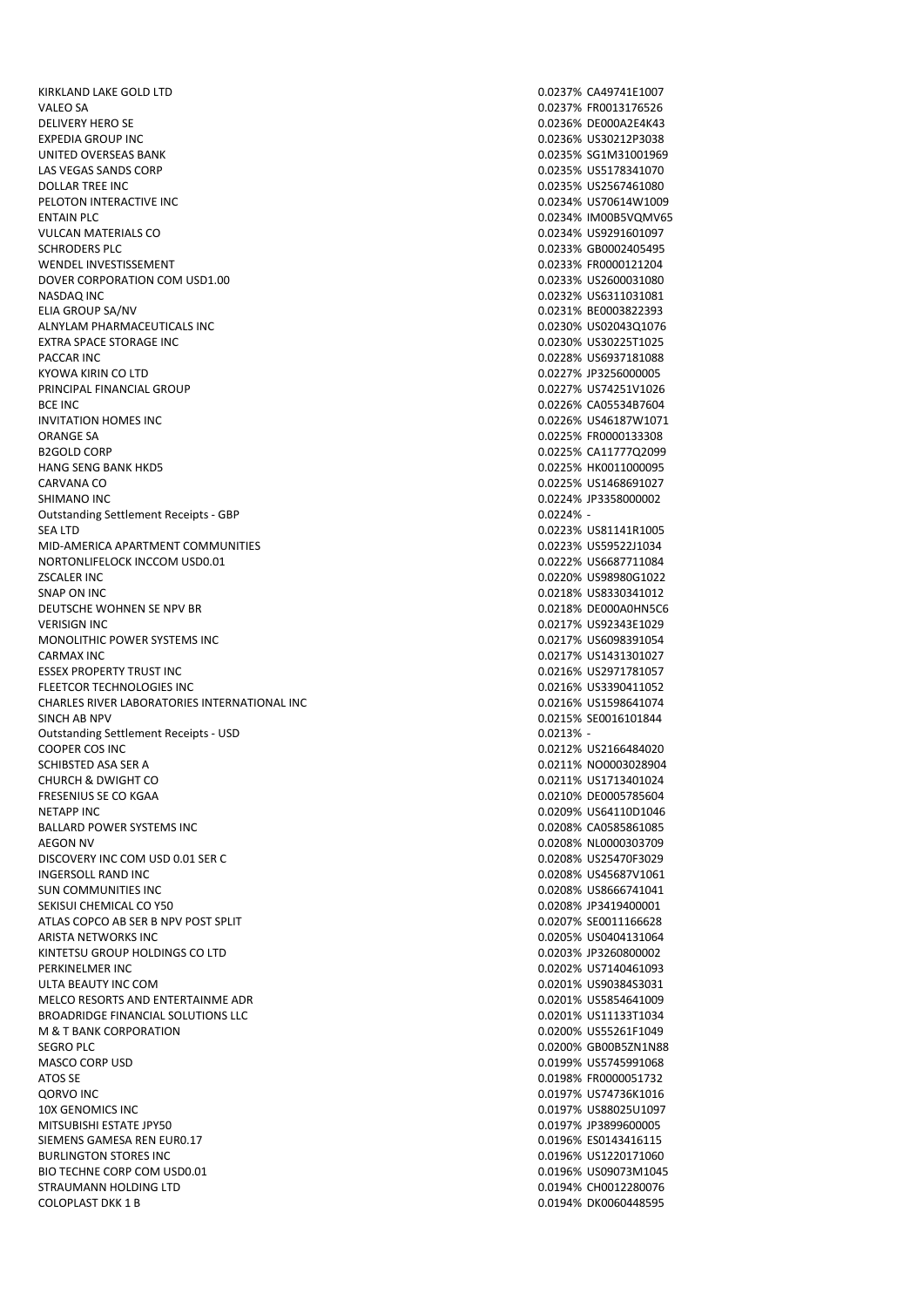| | | |
|---|---|---|
| KIRKLAND LAKE GOLD LTD | 0.0237% | CA49741E1007 |
| VALEO SA | 0.0237% | FR0013176526 |
| DELIVERY HERO SE | 0.0236% | DE000A2E4K43 |
| EXPEDIA GROUP INC | 0.0236% | US30212P3038 |
| UNITED OVERSEAS BANK | 0.0235% | SG1M31001969 |
| LAS VEGAS SANDS CORP | 0.0235% | US5178341070 |
| DOLLAR TREE INC | 0.0235% | US2567461080 |
| PELOTON INTERACTIVE INC | 0.0234% | US70614W1009 |
| ENTAIN PLC | 0.0234% | IM00B5VQMV65 |
| VULCAN MATERIALS CO | 0.0234% | US9291601097 |
| SCHRODERS PLC | 0.0233% | GB0002405495 |
| WENDEL INVESTISSEMENT | 0.0233% | FR0000121204 |
| DOVER CORPORATION COM USD1.00 | 0.0233% | US2600031080 |
| NASDAQ INC | 0.0232% | US6311031081 |
| ELIA GROUP SA/NV | 0.0231% | BE0003822393 |
| ALNYLAM PHARMACEUTICALS INC | 0.0230% | US02043Q1076 |
| EXTRA SPACE STORAGE INC | 0.0230% | US30225T1025 |
| PACCAR INC | 0.0228% | US6937181088 |
| KYOWA KIRIN CO LTD | 0.0227% | JP3256000005 |
| PRINCIPAL FINANCIAL GROUP | 0.0227% | US74251V1026 |
| BCE INC | 0.0226% | CA05534B7604 |
| INVITATION HOMES INC | 0.0226% | US46187W1071 |
| ORANGE SA | 0.0225% | FR0000133308 |
| B2GOLD CORP | 0.0225% | CA11777Q2099 |
| HANG SENG BANK HKD5 | 0.0225% | HK0011000095 |
| CARVANA CO | 0.0225% | US1468691027 |
| SHIMANO INC | 0.0224% | JP3358000002 |
| Outstanding Settlement Receipts - GBP | 0.0224% | - |
| SEA LTD | 0.0223% | US81141R1005 |
| MID-AMERICA APARTMENT COMMUNITIES | 0.0223% | US59522J1034 |
| NORTONLIFELOCK INCCOM USD0.01 | 0.0222% | US6687711084 |
| ZSCALER INC | 0.0220% | US98980G1022 |
| SNAP ON INC | 0.0218% | US8330341012 |
| DEUTSCHE WOHNEN SE NPV BR | 0.0218% | DE000A0HN5C6 |
| VERISIGN INC | 0.0217% | US92343E1029 |
| MONOLITHIC POWER SYSTEMS INC | 0.0217% | US6098391054 |
| CARMAX INC | 0.0217% | US1431301027 |
| ESSEX PROPERTY TRUST INC | 0.0216% | US2971781057 |
| FLEETCOR TECHNOLOGIES INC | 0.0216% | US3390411052 |
| CHARLES RIVER LABORATORIES INTERNATIONAL INC | 0.0216% | US1598641074 |
| SINCH AB NPV | 0.0215% | SE0016101844 |
| Outstanding Settlement Receipts - USD | 0.0213% | - |
| COOPER COS INC | 0.0212% | US2166484020 |
| SCHIBSTED ASA SER A | 0.0211% | NO0003028904 |
| CHURCH & DWIGHT CO | 0.0211% | US1713401024 |
| FRESENIUS SE CO KGAA | 0.0210% | DE0005785604 |
| NETAPP INC | 0.0209% | US64110D1046 |
| BALLARD POWER SYSTEMS INC | 0.0208% | CA0585861085 |
| AEGON NV | 0.0208% | NL0000303709 |
| DISCOVERY INC COM USD 0.01 SER C | 0.0208% | US25470F3029 |
| INGERSOLL RAND INC | 0.0208% | US45687V1061 |
| SUN COMMUNITIES INC | 0.0208% | US8666741041 |
| SEKISUI CHEMICAL CO Y50 | 0.0208% | JP3419400001 |
| ATLAS COPCO AB SER B NPV POST SPLIT | 0.0207% | SE0011166628 |
| ARISTA NETWORKS INC | 0.0205% | US0404131064 |
| KINTETSU GROUP HOLDINGS CO LTD | 0.0203% | JP3260800002 |
| PERKINELMER INC | 0.0202% | US7140461093 |
| ULTA BEAUTY INC COM | 0.0201% | US90384S3031 |
| MELCO RESORTS AND ENTERTAINME ADR | 0.0201% | US5854641009 |
| BROADRIDGE FINANCIAL SOLUTIONS LLC | 0.0201% | US11133T1034 |
| M & T BANK CORPORATION | 0.0200% | US55261F1049 |
| SEGRO PLC | 0.0200% | GB00B5ZN1N88 |
| MASCO CORP USD | 0.0199% | US5745991068 |
| ATOS SE | 0.0198% | FR0000051732 |
| QORVO INC | 0.0197% | US74736K1016 |
| 10X GENOMICS INC | 0.0197% | US88025U1097 |
| MITSUBISHI ESTATE JPY50 | 0.0197% | JP3899600005 |
| SIEMENS GAMESA REN EUR0.17 | 0.0196% | ES0143416115 |
| BURLINGTON STORES INC | 0.0196% | US1220171060 |
| BIO TECHNE CORP COM USD0.01 | 0.0196% | US09073M1045 |
| STRAUMANN HOLDING LTD | 0.0194% | CH0012280076 |
| COLOPLAST DKK 1 B | 0.0194% | DK0060448595 |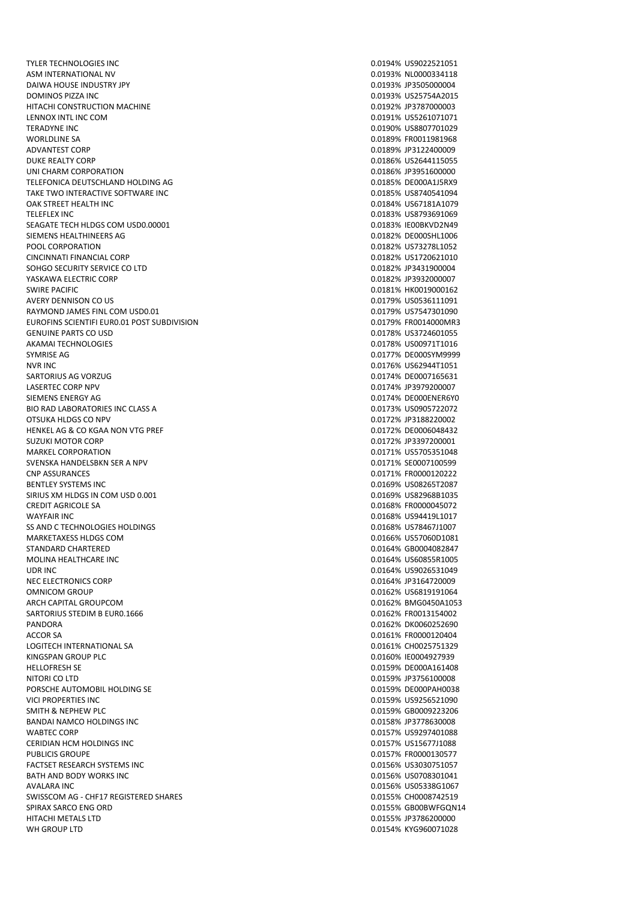| | | |
|---|---|---|
| TYLER TECHNOLOGIES INC | 0.0194% | US9022521051 |
| ASM INTERNATIONAL NV | 0.0193% | NL0000334118 |
| DAIWA HOUSE INDUSTRY JPY | 0.0193% | JP3505000004 |
| DOMINOS PIZZA INC | 0.0193% | US25754A2015 |
| HITACHI CONSTRUCTION MACHINE | 0.0192% | JP3787000003 |
| LENNOX INTL INC COM | 0.0191% | US5261071071 |
| TERADYNE INC | 0.0190% | US8807701029 |
| WORLDLINE SA | 0.0189% | FR0011981968 |
| ADVANTEST CORP | 0.0189% | JP3122400009 |
| DUKE REALTY CORP | 0.0186% | US2644115055 |
| UNI CHARM CORPORATION | 0.0186% | JP3951600000 |
| TELEFONICA DEUTSCHLAND HOLDING AG | 0.0185% | DE000A1J5RX9 |
| TAKE TWO INTERACTIVE SOFTWARE INC | 0.0185% | US8740541094 |
| OAK STREET HEALTH INC | 0.0184% | US67181A1079 |
| TELEFLEX INC | 0.0183% | US8793691069 |
| SEAGATE TECH HLDGS COM USD0.00001 | 0.0183% | IE00BKVD2N49 |
| SIEMENS HEALTHINEERS AG | 0.0182% | DE000SHL1006 |
| POOL CORPORATION | 0.0182% | US73278L1052 |
| CINCINNATI FINANCIAL CORP | 0.0182% | US1720621010 |
| SOHGO SECURITY SERVICE CO LTD | 0.0182% | JP3431900004 |
| YASKAWA ELECTRIC CORP | 0.0182% | JP3932000007 |
| SWIRE PACIFIC | 0.0181% | HK0019000162 |
| AVERY DENNISON CO US | 0.0179% | US0536111091 |
| RAYMOND JAMES FINL COM USD0.01 | 0.0179% | US7547301090 |
| EUROFINS SCIENTIFI EUR0.01 POST SUBDIVISION | 0.0179% | FR0014000MR3 |
| GENUINE PARTS CO USD | 0.0178% | US3724601055 |
| AKAMAI TECHNOLOGIES | 0.0178% | US00971T1016 |
| SYMRISE AG | 0.0177% | DE000SYM9999 |
| NVR INC | 0.0176% | US62944T1051 |
| SARTORIUS AG VORZUG | 0.0174% | DE0007165631 |
| LASERTEC CORP NPV | 0.0174% | JP3979200007 |
| SIEMENS ENERGY AG | 0.0174% | DE000ENER6Y0 |
| BIO RAD LABORATORIES INC CLASS A | 0.0173% | US0905722072 |
| OTSUKA HLDGS CO NPV | 0.0172% | JP3188220002 |
| HENKEL AG & CO KGAA NON VTG PREF | 0.0172% | DE0006048432 |
| SUZUKI MOTOR CORP | 0.0172% | JP3397200001 |
| MARKEL CORPORATION | 0.0171% | US5705351048 |
| SVENSKA HANDELSBKN SER A NPV | 0.0171% | SE0007100599 |
| CNP ASSURANCES | 0.0171% | FR0000120222 |
| BENTLEY SYSTEMS INC | 0.0169% | US08265T2087 |
| SIRIUS XM HLDGS IN COM USD 0.001 | 0.0169% | US82968B1035 |
| CREDIT AGRICOLE SA | 0.0168% | FR0000045072 |
| WAYFAIR INC | 0.0168% | US94419L1017 |
| SS AND C TECHNOLOGIES HOLDINGS | 0.0168% | US78467J1007 |
| MARKETAXESS HLDGS COM | 0.0166% | US57060D1081 |
| STANDARD CHARTERED | 0.0164% | GB0004082847 |
| MOLINA HEALTHCARE INC | 0.0164% | US60855R1005 |
| UDR INC | 0.0164% | US9026531049 |
| NEC ELECTRONICS CORP | 0.0164% | JP3164720009 |
| OMNICOM GROUP | 0.0162% | US6819191064 |
| ARCH CAPITAL GROUPCOM | 0.0162% | BMG0450A1053 |
| SARTORIUS STEDIM B EUR0.1666 | 0.0162% | FR0013154002 |
| PANDORA | 0.0162% | DK0060252690 |
| ACCOR SA | 0.0161% | FR0000120404 |
| LOGITECH INTERNATIONAL SA | 0.0161% | CH0025751329 |
| KINGSPAN GROUP PLC | 0.0160% | IE0004927939 |
| HELLOFRESH SE | 0.0159% | DE000A161408 |
| NITORI CO LTD | 0.0159% | JP3756100008 |
| PORSCHE AUTOMOBIL HOLDING SE | 0.0159% | DE000PAH0038 |
| VICI PROPERTIES INC | 0.0159% | US9256521090 |
| SMITH & NEPHEW PLC | 0.0159% | GB0009223206 |
| BANDAI NAMCO HOLDINGS INC | 0.0158% | JP3778630008 |
| WABTEC CORP | 0.0157% | US9297401088 |
| CERIDIAN HCM HOLDINGS INC | 0.0157% | US15677J1088 |
| PUBLICIS GROUPE | 0.0157% | FR0000130577 |
| FACTSET RESEARCH SYSTEMS INC | 0.0156% | US3030751057 |
| BATH AND BODY WORKS INC | 0.0156% | US0708301041 |
| AVALARA INC | 0.0156% | US05338G1067 |
| SWISSCOM AG - CHF17 REGISTERED SHARES | 0.0155% | CH0008742519 |
| SPIRAX SARCO ENG ORD | 0.0155% | GB00BWFGQN14 |
| HITACHI METALS LTD | 0.0155% | JP3786200000 |
| WH GROUP LTD | 0.0154% | KYG960071028 |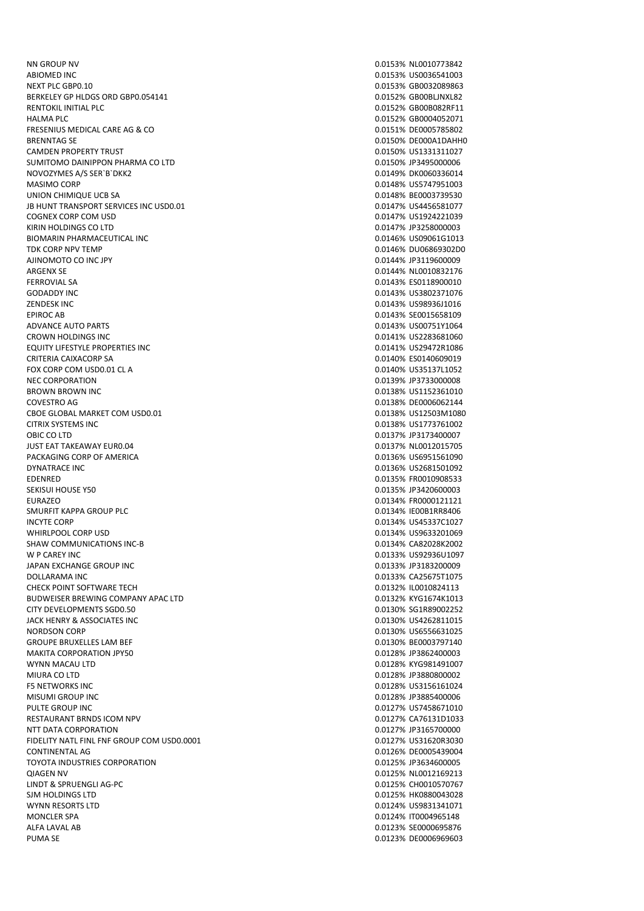| | | |
|---|---|---|
| NN GROUP NV | 0.0153% | NL0010773842 |
| ABIOMED INC | 0.0153% | US0036541003 |
| NEXT PLC GBP0.10 | 0.0153% | GB0032089863 |
| BERKELEY GP HLDGS ORD GBP0.054141 | 0.0152% | GB00BLJNXL82 |
| RENTOKIL INITIAL PLC | 0.0152% | GB00B082RF11 |
| HALMA PLC | 0.0152% | GB0004052071 |
| FRESENIUS MEDICAL CARE AG & CO | 0.0151% | DE0005785802 |
| BRENNTAG SE | 0.0150% | DE000A1DAHH0 |
| CAMDEN PROPERTY TRUST | 0.0150% | US1331311027 |
| SUMITOMO DAINIPPON PHARMA CO LTD | 0.0150% | JP3495000006 |
| NOVOZYMES A/S SER`B`DKK2 | 0.0149% | DK0060336014 |
| MASIMO CORP | 0.0148% | US5747951003 |
| UNION CHIMIQUE UCB SA | 0.0148% | BE0003739530 |
| JB HUNT TRANSPORT SERVICES INC USD0.01 | 0.0147% | US4456581077 |
| COGNEX CORP COM USD | 0.0147% | US1924221039 |
| KIRIN HOLDINGS CO LTD | 0.0147% | JP3258000003 |
| BIOMARIN PHARMACEUTICAL INC | 0.0146% | US09061G1013 |
| TDK CORP NPV TEMP | 0.0146% | DU06869302D0 |
| AJINOMOTO CO INC JPY | 0.0144% | JP3119600009 |
| ARGENX SE | 0.0144% | NL0010832176 |
| FERROVIAL SA | 0.0143% | ES0118900010 |
| GODADDY INC | 0.0143% | US3802371076 |
| ZENDESK INC | 0.0143% | US98936J1016 |
| EPIROC AB | 0.0143% | SE0015658109 |
| ADVANCE AUTO PARTS | 0.0143% | US00751Y1064 |
| CROWN HOLDINGS INC | 0.0141% | US2283681060 |
| EQUITY LIFESTYLE PROPERTIES INC | 0.0141% | US29472R1086 |
| CRITERIA CAIXACORP SA | 0.0140% | ES0140609019 |
| FOX CORP COM USD0.01 CL A | 0.0140% | US35137L1052 |
| NEC CORPORATION | 0.0139% | JP3733000008 |
| BROWN BROWN INC | 0.0138% | US1152361010 |
| COVESTRO AG | 0.0138% | DE0006062144 |
| CBOE GLOBAL MARKET COM USD0.01 | 0.0138% | US12503M1080 |
| CITRIX SYSTEMS INC | 0.0138% | US1773761002 |
| OBIC CO LTD | 0.0137% | JP3173400007 |
| JUST EAT TAKEAWAY EUR0.04 | 0.0137% | NL0012015705 |
| PACKAGING CORP OF AMERICA | 0.0136% | US6951561090 |
| DYNATRACE INC | 0.0136% | US2681501092 |
| EDENRED | 0.0135% | FR0010908533 |
| SEKISUI HOUSE Y50 | 0.0135% | JP3420600003 |
| EURAZEO | 0.0134% | FR0000121121 |
| SMURFIT KAPPA GROUP PLC | 0.0134% | IE00B1RR8406 |
| INCYTE CORP | 0.0134% | US45337C1027 |
| WHIRLPOOL CORP USD | 0.0134% | US9633201069 |
| SHAW COMMUNICATIONS INC-B | 0.0134% | CA82028K2002 |
| W P CAREY INC | 0.0133% | US92936U1097 |
| JAPAN EXCHANGE GROUP INC | 0.0133% | JP3183200009 |
| DOLLARAMA INC | 0.0133% | CA25675T1075 |
| CHECK POINT SOFTWARE TECH | 0.0132% | IL0010824113 |
| BUDWEISER BREWING COMPANY APAC LTD | 0.0132% | KYG1674K1013 |
| CITY DEVELOPMENTS SGD0.50 | 0.0130% | SG1R89002252 |
| JACK HENRY & ASSOCIATES INC | 0.0130% | US4262811015 |
| NORDSON CORP | 0.0130% | US6556631025 |
| GROUPE BRUXELLES LAM BEF | 0.0130% | BE0003797140 |
| MAKITA CORPORATION JPY50 | 0.0128% | JP3862400003 |
| WYNN MACAU LTD | 0.0128% | KYG981491007 |
| MIURA CO LTD | 0.0128% | JP3880800002 |
| F5 NETWORKS INC | 0.0128% | US3156161024 |
| MISUMI GROUP INC | 0.0128% | JP3885400006 |
| PULTE GROUP INC | 0.0127% | US7458671010 |
| RESTAURANT BRNDS ICOM NPV | 0.0127% | CA76131D1033 |
| NTT DATA CORPORATION | 0.0127% | JP3165700000 |
| FIDELITY NATL FINL FNF GROUP COM USD0.0001 | 0.0127% | US31620R3030 |
| CONTINENTAL AG | 0.0126% | DE0005439004 |
| TOYOTA INDUSTRIES CORPORATION | 0.0125% | JP3634600005 |
| QIAGEN NV | 0.0125% | NL0012169213 |
| LINDT & SPRUENGLI AG-PC | 0.0125% | CH0010570767 |
| SJM HOLDINGS LTD | 0.0125% | HK0880043028 |
| WYNN RESORTS LTD | 0.0124% | US9831341071 |
| MONCLER SPA | 0.0124% | IT0004965148 |
| ALFA LAVAL AB | 0.0123% | SE0000695876 |
| PUMA SE | 0.0123% | DE0006969603 |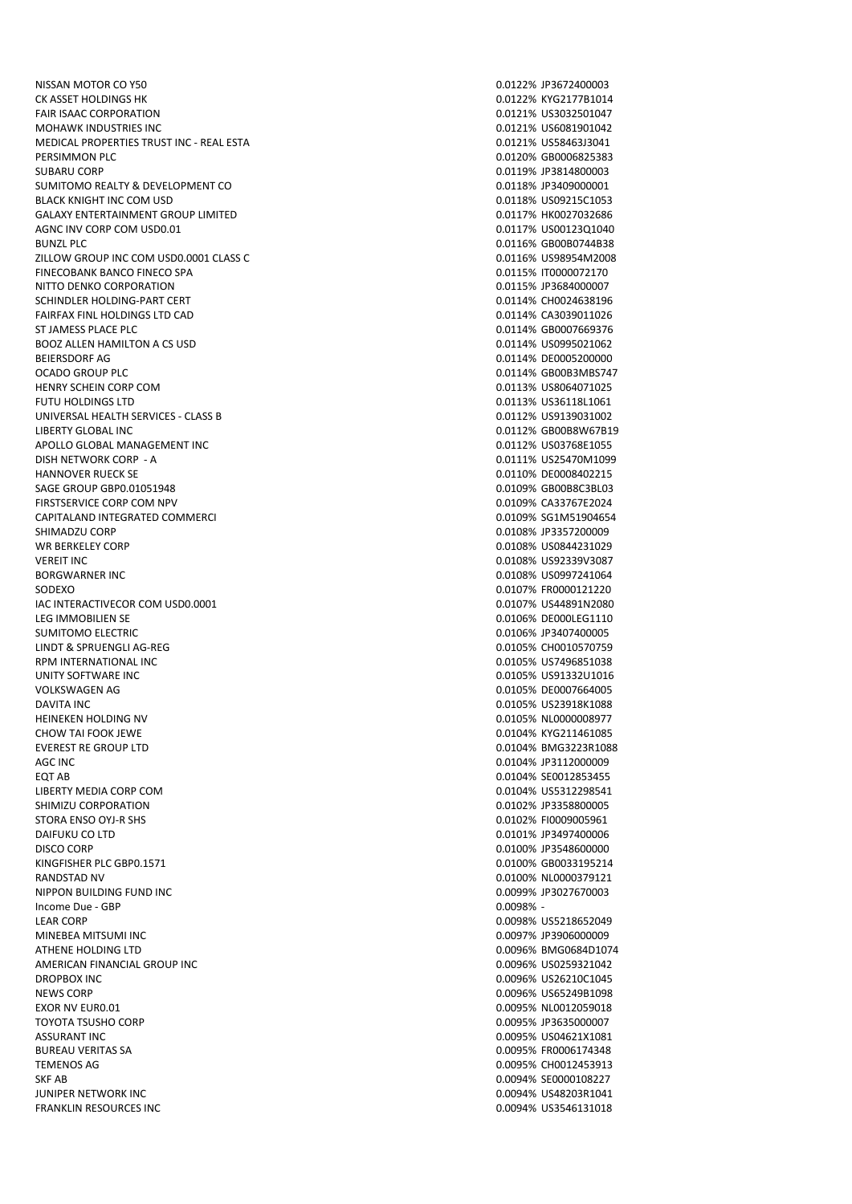| | | |
|---|---|---|
| NISSAN MOTOR CO Y50 | 0.0122% | JP3672400003 |
| CK ASSET HOLDINGS HK | 0.0122% | KYG2177B1014 |
| FAIR ISAAC CORPORATION | 0.0121% | US3032501047 |
| MOHAWK INDUSTRIES INC | 0.0121% | US6081901042 |
| MEDICAL PROPERTIES TRUST INC - REAL ESTA | 0.0121% | US58463J3041 |
| PERSIMMON PLC | 0.0120% | GB0006825383 |
| SUBARU CORP | 0.0119% | JP3814800003 |
| SUMITOMO REALTY & DEVELOPMENT CO | 0.0118% | JP3409000001 |
| BLACK KNIGHT INC COM USD | 0.0118% | US09215C1053 |
| GALAXY ENTERTAINMENT GROUP LIMITED | 0.0117% | HK0027032686 |
| AGNC INV CORP COM USD0.01 | 0.0117% | US00123Q1040 |
| BUNZL PLC | 0.0116% | GB00B0744B38 |
| ZILLOW GROUP INC COM USD0.0001 CLASS C | 0.0116% | US98954M2008 |
| FINECOBANK BANCO FINECO SPA | 0.0115% | IT0000072170 |
| NITTO DENKO CORPORATION | 0.0115% | JP3684000007 |
| SCHINDLER HOLDING-PART CERT | 0.0114% | CH0024638196 |
| FAIRFAX FINL HOLDINGS LTD CAD | 0.0114% | CA3039011026 |
| ST JAMESS PLACE PLC | 0.0114% | GB0007669376 |
| BOOZ ALLEN HAMILTON A CS USD | 0.0114% | US0995021062 |
| BEIERSDORF AG | 0.0114% | DE0005200000 |
| OCADO GROUP PLC | 0.0114% | GB00B3MBS747 |
| HENRY SCHEIN CORP COM | 0.0113% | US8064071025 |
| FUTU HOLDINGS LTD | 0.0113% | US36118L1061 |
| UNIVERSAL HEALTH SERVICES - CLASS B | 0.0112% | US9139031002 |
| LIBERTY GLOBAL INC | 0.0112% | GB00B8W67B19 |
| APOLLO GLOBAL MANAGEMENT INC | 0.0112% | US03768E1055 |
| DISH NETWORK CORP - A | 0.0111% | US25470M1099 |
| HANNOVER RUECK SE | 0.0110% | DE0008402215 |
| SAGE GROUP GBP0.01051948 | 0.0109% | GB00B8C3BL03 |
| FIRSTSERVICE CORP COM NPV | 0.0109% | CA33767E2024 |
| CAPITALAND INTEGRATED COMMERCI | 0.0109% | SG1M51904654 |
| SHIMADZU CORP | 0.0108% | JP3357200009 |
| WR BERKELEY CORP | 0.0108% | US0844231029 |
| VEREIT INC | 0.0108% | US92339V3087 |
| BORGWARNER INC | 0.0108% | US0997241064 |
| SODEXO | 0.0107% | FR0000121220 |
| IAC INTERACTIVECOR COM USD0.0001 | 0.0107% | US44891N2080 |
| LEG IMMOBILIEN SE | 0.0106% | DE000LEG1110 |
| SUMITOMO ELECTRIC | 0.0106% | JP3407400005 |
| LINDT & SPRUENGLI AG-REG | 0.0105% | CH0010570759 |
| RPM INTERNATIONAL INC | 0.0105% | US7496851038 |
| UNITY SOFTWARE INC | 0.0105% | US91332U1016 |
| VOLKSWAGEN AG | 0.0105% | DE0007664005 |
| DAVITA INC | 0.0105% | US23918K1088 |
| HEINEKEN HOLDING NV | 0.0105% | NL0000008977 |
| CHOW TAI FOOK JEWE | 0.0104% | KYG211461085 |
| EVEREST RE GROUP LTD | 0.0104% | BMG3223R1088 |
| AGC INC | 0.0104% | JP3112000009 |
| EQT AB | 0.0104% | SE0012853455 |
| LIBERTY MEDIA CORP COM | 0.0104% | US5312298541 |
| SHIMIZU CORPORATION | 0.0102% | JP3358800005 |
| STORA ENSO OYJ-R SHS | 0.0102% | FI0009005961 |
| DAIFUKU CO LTD | 0.0101% | JP3497400006 |
| DISCO CORP | 0.0100% | JP3548600000 |
| KINGFISHER PLC GBP0.1571 | 0.0100% | GB0033195214 |
| RANDSTAD NV | 0.0100% | NL0000379121 |
| NIPPON BUILDING FUND INC | 0.0099% | JP3027670003 |
| Income Due - GBP | 0.0098% | - |
| LEAR CORP | 0.0098% | US5218652049 |
| MINEBEA MITSUMI INC | 0.0097% | JP3906000009 |
| ATHENE HOLDING LTD | 0.0096% | BMG0684D1074 |
| AMERICAN FINANCIAL GROUP INC | 0.0096% | US0259321042 |
| DROPBOX INC | 0.0096% | US26210C1045 |
| NEWS CORP | 0.0096% | US65249B1098 |
| EXOR NV EUR0.01 | 0.0095% | NL0012059018 |
| TOYOTA TSUSHO CORP | 0.0095% | JP3635000007 |
| ASSURANT INC | 0.0095% | US04621X1081 |
| BUREAU VERITAS SA | 0.0095% | FR0006174348 |
| TEMENOS AG | 0.0095% | CH0012453913 |
| SKF AB | 0.0094% | SE0000108227 |
| JUNIPER NETWORK INC | 0.0094% | US48203R1041 |
| FRANKLIN RESOURCES INC | 0.0094% | US3546131018 |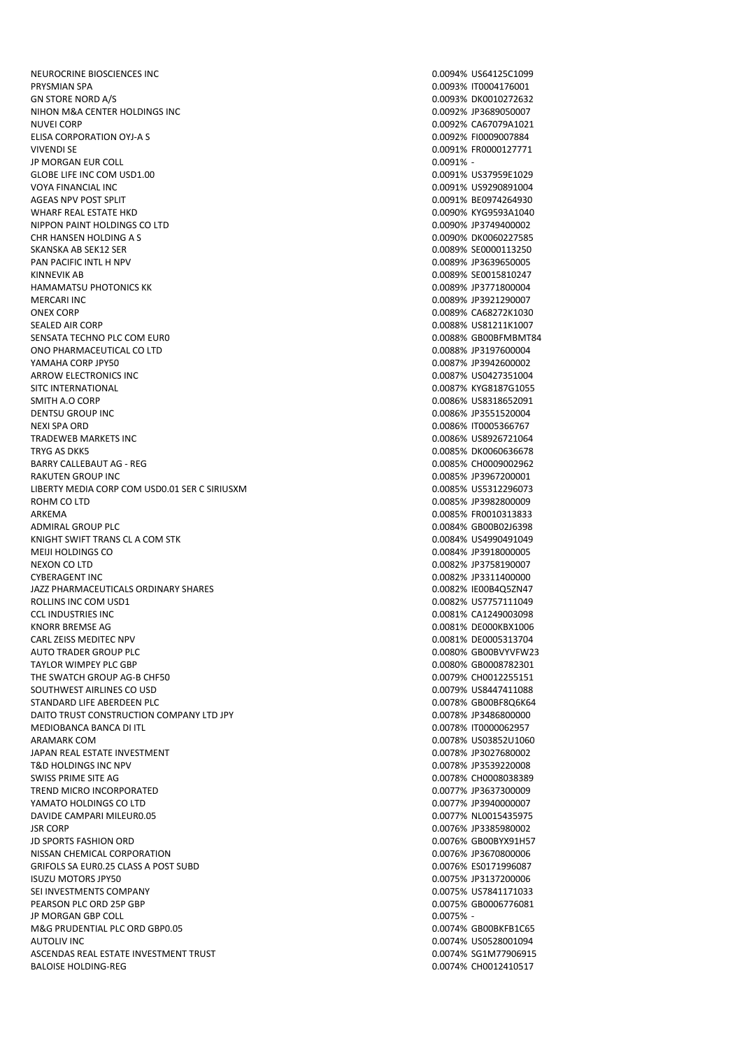| | | |
|---|---|---|
| NEUROCRINE BIOSCIENCES INC | 0.0094% | US64125C1099 |
| PRYSMIAN SPA | 0.0093% | IT0004176001 |
| GN STORE NORD A/S | 0.0093% | DK0010272632 |
| NIHON M&A CENTER HOLDINGS INC | 0.0092% | JP3689050007 |
| NUVEI CORP | 0.0092% | CA67079A1021 |
| ELISA CORPORATION OYJ-A S | 0.0092% | FI0009007884 |
| VIVENDI SE | 0.0091% | FR0000127771 |
| JP MORGAN EUR COLL | 0.0091% | - |
| GLOBE LIFE INC COM USD1.00 | 0.0091% | US37959E1029 |
| VOYA FINANCIAL INC | 0.0091% | US9290891004 |
| AGEAS NPV POST SPLIT | 0.0091% | BE0974264930 |
| WHARF REAL ESTATE HKD | 0.0090% | KYG9593A1040 |
| NIPPON PAINT HOLDINGS CO LTD | 0.0090% | JP3749400002 |
| CHR HANSEN HOLDING A S | 0.0090% | DK0060227585 |
| SKANSKA AB SEK12 SER | 0.0089% | SE0000113250 |
| PAN PACIFIC INTL H NPV | 0.0089% | JP3639650005 |
| KINNEVIK AB | 0.0089% | SE0015810247 |
| HAMAMATSU PHOTONICS KK | 0.0089% | JP3771800004 |
| MERCARI INC | 0.0089% | JP3921290007 |
| ONEX CORP | 0.0089% | CA68272K1030 |
| SEALED AIR CORP | 0.0088% | US81211K1007 |
| SENSATA TECHNO PLC COM EUR0 | 0.0088% | GB00BFMBMT84 |
| ONO PHARMACEUTICAL CO LTD | 0.0088% | JP3197600004 |
| YAMAHA CORP JPY50 | 0.0087% | JP3942600002 |
| ARROW ELECTRONICS INC | 0.0087% | US0427351004 |
| SITC INTERNATIONAL | 0.0087% | KYG8187G1055 |
| SMITH A.O CORP | 0.0086% | US8318652091 |
| DENTSU GROUP INC | 0.0086% | JP3551520004 |
| NEXI SPA ORD | 0.0086% | IT0005366767 |
| TRADEWEB MARKETS INC | 0.0086% | US8926721064 |
| TRYG AS DKK5 | 0.0085% | DK0060636678 |
| BARRY CALLEBAUT AG - REG | 0.0085% | CH0009002962 |
| RAKUTEN GROUP INC | 0.0085% | JP3967200001 |
| LIBERTY MEDIA CORP COM USD0.01 SER C SIRIUSXM | 0.0085% | US5312296073 |
| ROHM CO LTD | 0.0085% | JP3982800009 |
| ARKEMA | 0.0085% | FR0010313833 |
| ADMIRAL GROUP PLC | 0.0084% | GB00B02J6398 |
| KNIGHT SWIFT TRANS CL A COM STK | 0.0084% | US4990491049 |
| MEIJI HOLDINGS CO | 0.0084% | JP3918000005 |
| NEXON CO LTD | 0.0082% | JP3758190007 |
| CYBERAGENT INC | 0.0082% | JP3311400000 |
| JAZZ PHARMACEUTICALS ORDINARY SHARES | 0.0082% | IE00B4Q5ZN47 |
| ROLLINS INC COM USD1 | 0.0082% | US7757111049 |
| CCL INDUSTRIES INC | 0.0081% | CA1249003098 |
| KNORR BREMSE AG | 0.0081% | DE000KBX1006 |
| CARL ZEISS MEDITEC NPV | 0.0081% | DE0005313704 |
| AUTO TRADER GROUP PLC | 0.0080% | GB00BVYVFW23 |
| TAYLOR WIMPEY PLC GBP | 0.0080% | GB0008782301 |
| THE SWATCH GROUP AG-B CHF50 | 0.0079% | CH0012255151 |
| SOUTHWEST AIRLINES CO USD | 0.0079% | US8447411088 |
| STANDARD LIFE ABERDEEN PLC | 0.0078% | GB00BF8Q6K64 |
| DAITO TRUST CONSTRUCTION COMPANY LTD JPY | 0.0078% | JP3486800000 |
| MEDIOBANCA BANCA DI ITL | 0.0078% | IT0000062957 |
| ARAMARK COM | 0.0078% | US03852U1060 |
| JAPAN REAL ESTATE INVESTMENT | 0.0078% | JP3027680002 |
| T&D HOLDINGS INC NPV | 0.0078% | JP3539220008 |
| SWISS PRIME SITE AG | 0.0078% | CH0008038389 |
| TREND MICRO INCORPORATED | 0.0077% | JP3637300009 |
| YAMATO HOLDINGS CO LTD | 0.0077% | JP3940000007 |
| DAVIDE CAMPARI MILEUR0.05 | 0.0077% | NL0015435975 |
| JSR CORP | 0.0076% | JP3385980002 |
| JD SPORTS FASHION ORD | 0.0076% | GB00BYX91H57 |
| NISSAN CHEMICAL CORPORATION | 0.0076% | JP3670800006 |
| GRIFOLS SA EUR0.25 CLASS A POST SUBD | 0.0076% | ES0171996087 |
| ISUZU MOTORS JPY50 | 0.0075% | JP3137200006 |
| SEI INVESTMENTS COMPANY | 0.0075% | US7841171033 |
| PEARSON PLC ORD 25P GBP | 0.0075% | GB0006776081 |
| JP MORGAN GBP COLL | 0.0075% | - |
| M&G PRUDENTIAL PLC ORD GBP0.05 | 0.0074% | GB00BKFB1C65 |
| AUTOLIV INC | 0.0074% | US0528001094 |
| ASCENDAS REAL ESTATE INVESTMENT TRUST | 0.0074% | SG1M77906915 |
| BALOISE HOLDING-REG | 0.0074% | CH0012410517 |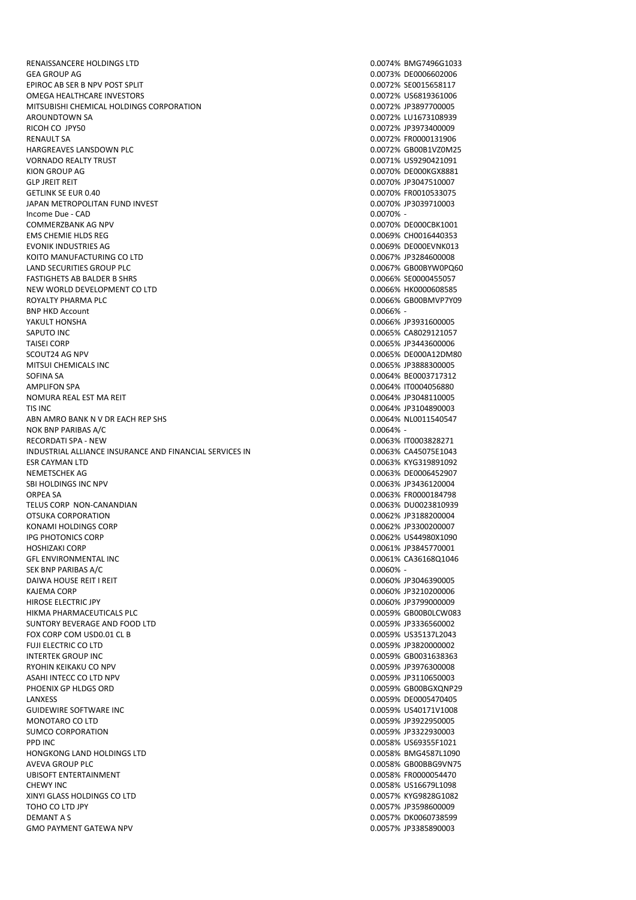| | | |
|---|---|---|
| RENAISSANCERE HOLDINGS LTD | 0.0074% | BMG7496G1033 |
| GEA GROUP AG | 0.0073% | DE0006602006 |
| EPIROC AB SER B NPV POST SPLIT | 0.0072% | SE0015658117 |
| OMEGA HEALTHCARE INVESTORS | 0.0072% | US6819361006 |
| MITSUBISHI CHEMICAL HOLDINGS CORPORATION | 0.0072% | JP3897700005 |
| AROUNDTOWN SA | 0.0072% | LU1673108939 |
| RICOH CO JPY50 | 0.0072% | JP3973400009 |
| RENAULT SA | 0.0072% | FR0000131906 |
| HARGREAVES LANSDOWN PLC | 0.0072% | GB00B1VZ0M25 |
| VORNADO REALTY TRUST | 0.0071% | US9290421091 |
| KION GROUP AG | 0.0070% | DE000KGX8881 |
| GLP JREIT REIT | 0.0070% | JP3047510007 |
| GETLINK SE EUR 0.40 | 0.0070% | FR0010533075 |
| JAPAN METROPOLITAN FUND INVEST | 0.0070% | JP3039710003 |
| Income Due - CAD | 0.0070% | - |
| COMMERZBANK AG NPV | 0.0070% | DE000CBK1001 |
| EMS CHEMIE HLDS REG | 0.0069% | CH0016440353 |
| EVONIK INDUSTRIES AG | 0.0069% | DE000EVNK013 |
| KOITO MANUFACTURING CO LTD | 0.0067% | JP3284600008 |
| LAND SECURITIES GROUP PLC | 0.0067% | GB00BYW0PQ60 |
| FASTIGHETS AB BALDER B SHRS | 0.0066% | SE0000455057 |
| NEW WORLD DEVELOPMENT CO LTD | 0.0066% | HK0000608585 |
| ROYALTY PHARMA PLC | 0.0066% | GB00BMVP7Y09 |
| BNP HKD Account | 0.0066% | - |
| YAKULT HONSHA | 0.0066% | JP3931600005 |
| SAPUTO INC | 0.0065% | CA8029121057 |
| TAISEI CORP | 0.0065% | JP3443600006 |
| SCOUT24 AG NPV | 0.0065% | DE000A12DM80 |
| MITSUI CHEMICALS INC | 0.0065% | JP3888300005 |
| SOFINA SA | 0.0064% | BE0003717312 |
| AMPLIFON SPA | 0.0064% | IT0004056880 |
| NOMURA REAL EST MA REIT | 0.0064% | JP3048110005 |
| TIS INC | 0.0064% | JP3104890003 |
| ABN AMRO BANK N V DR EACH REP SHS | 0.0064% | NL0011540547 |
| NOK BNP PARIBAS A/C | 0.0064% | - |
| RECORDATI SPA - NEW | 0.0063% | IT0003828271 |
| INDUSTRIAL ALLIANCE INSURANCE AND FINANCIAL SERVICES IN | 0.0063% | CA45075E1043 |
| ESR CAYMAN LTD | 0.0063% | KYG319891092 |
| NEMETSCHEK AG | 0.0063% | DE0006452907 |
| SBI HOLDINGS INC NPV | 0.0063% | JP3436120004 |
| ORPEA SA | 0.0063% | FR0000184798 |
| TELUS CORP NON-CANANDIAN | 0.0063% | DU0023810939 |
| OTSUKA CORPORATION | 0.0062% | JP3188200004 |
| KONAMI HOLDINGS CORP | 0.0062% | JP3300200007 |
| IPG PHOTONICS CORP | 0.0062% | US44980X1090 |
| HOSHIZAKI CORP | 0.0061% | JP3845770001 |
| GFL ENVIRONMENTAL INC | 0.0061% | CA36168Q1046 |
| SEK BNP PARIBAS A/C | 0.0060% | - |
| DAIWA HOUSE REIT I REIT | 0.0060% | JP3046390005 |
| KAJEMA CORP | 0.0060% | JP3210200006 |
| HIROSE ELECTRIC JPY | 0.0060% | JP3799000009 |
| HIKMA PHARMACEUTICALS PLC | 0.0059% | GB00B0LCW083 |
| SUNTORY BEVERAGE AND FOOD LTD | 0.0059% | JP3336560002 |
| FOX CORP COM USD0.01 CL B | 0.0059% | US35137L2043 |
| FUJI ELECTRIC CO LTD | 0.0059% | JP3820000002 |
| INTERTEK GROUP INC | 0.0059% | GB0031638363 |
| RYOHIN KEIKAKU CO NPV | 0.0059% | JP3976300008 |
| ASAHI INTECC CO LTD NPV | 0.0059% | JP3110650003 |
| PHOENIX GP HLDGS ORD | 0.0059% | GB00BGXQNP29 |
| LANXESS | 0.0059% | DE0005470405 |
| GUIDEWIRE SOFTWARE INC | 0.0059% | US40171V1008 |
| MONOTARO CO LTD | 0.0059% | JP3922950005 |
| SUMCO CORPORATION | 0.0059% | JP3322930003 |
| PPD INC | 0.0058% | US69355F1021 |
| HONGKONG LAND HOLDINGS LTD | 0.0058% | BMG4587L1090 |
| AVEVA GROUP PLC | 0.0058% | GB00BBG9VN75 |
| UBISOFT ENTERTAINMENT | 0.0058% | FR0000054470 |
| CHEWY INC | 0.0058% | US16679L1098 |
| XINYI GLASS HOLDINGS CO LTD | 0.0057% | KYG9828G1082 |
| TOHO CO LTD JPY | 0.0057% | JP3598600009 |
| DEMANT A S | 0.0057% | DK0060738599 |
| GMO PAYMENT GATEWA NPV | 0.0057% | JP3385890003 |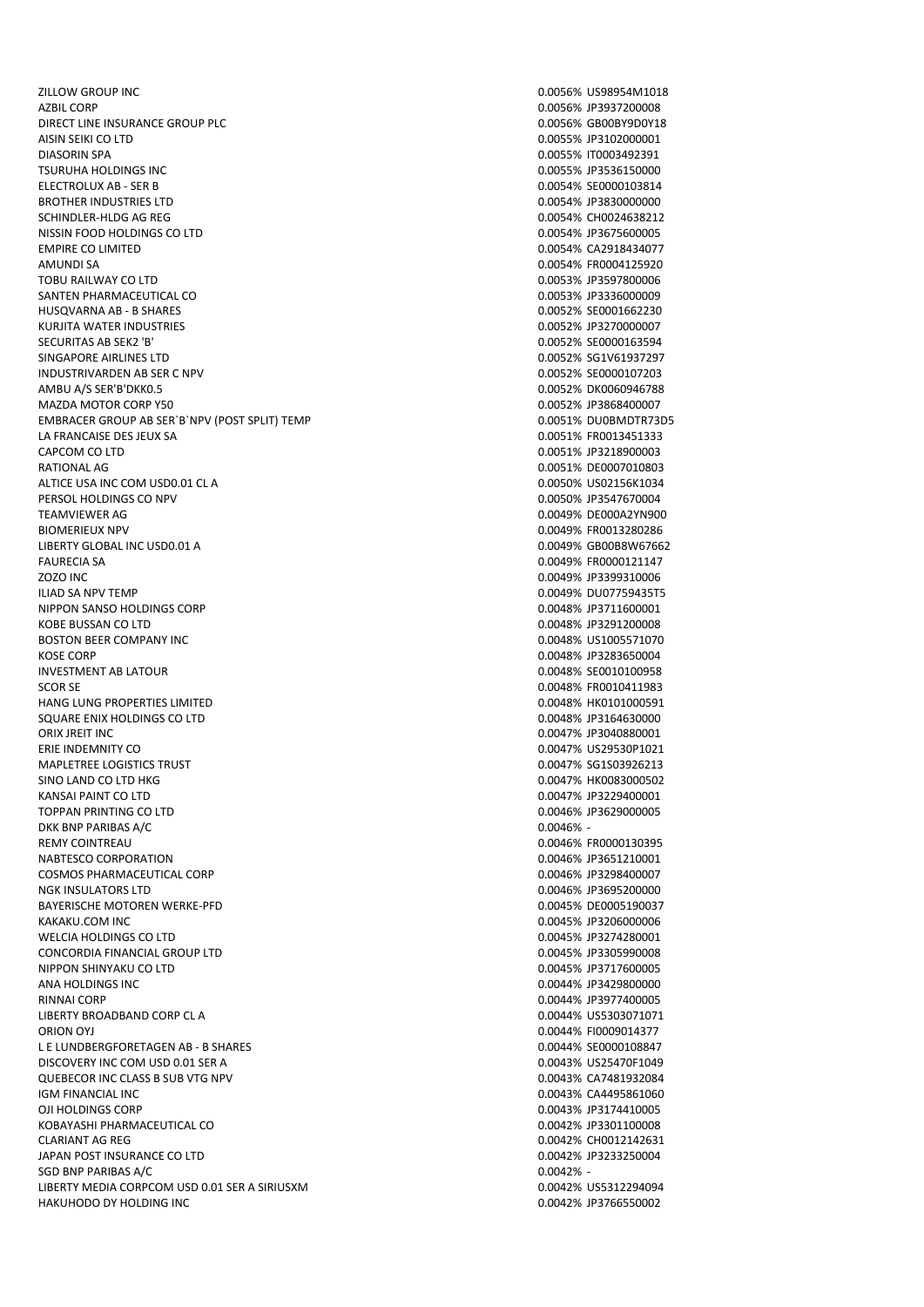| | | |
|---|---|---|
| ZILLOW GROUP INC | 0.0056% | US98954M1018 |
| AZBIL CORP | 0.0056% | JP3937200008 |
| DIRECT LINE INSURANCE GROUP PLC | 0.0056% | GB00BY9D0Y18 |
| AISIN SEIKI CO LTD | 0.0055% | JP3102000001 |
| DIASORIN SPA | 0.0055% | IT0003492391 |
| TSURUHA HOLDINGS INC | 0.0055% | JP3536150000 |
| ELECTROLUX AB - SER B | 0.0054% | SE0000103814 |
| BROTHER INDUSTRIES LTD | 0.0054% | JP3830000000 |
| SCHINDLER-HLDG AG REG | 0.0054% | CH0024638212 |
| NISSIN FOOD HOLDINGS CO LTD | 0.0054% | JP3675600005 |
| EMPIRE CO LIMITED | 0.0054% | CA2918434077 |
| AMUNDI SA | 0.0054% | FR0004125920 |
| TOBU RAILWAY CO LTD | 0.0053% | JP3597800006 |
| SANTEN PHARMACEUTICAL CO | 0.0053% | JP3336000009 |
| HUSQVARNA AB - B SHARES | 0.0052% | SE0001662230 |
| KURITA WATER INDUSTRIES | 0.0052% | JP3270000007 |
| SECURITAS AB SEK2 'B' | 0.0052% | SE0000163594 |
| SINGAPORE AIRLINES LTD | 0.0052% | SG1V61937297 |
| INDUSTRIVARDEN AB SER C NPV | 0.0052% | SE0000107203 |
| AMBU A/S SER'B'DKK0.5 | 0.0052% | DK0060946788 |
| MAZDA MOTOR CORP Y50 | 0.0052% | JP3868400007 |
| EMBRACER GROUP AB SER`B`NPV (POST SPLIT) TEMP | 0.0051% | DU0BMDTR73D5 |
| LA FRANCAISE DES JEUX SA | 0.0051% | FR0013451333 |
| CAPCOM CO LTD | 0.0051% | JP3218900003 |
| RATIONAL AG | 0.0051% | DE0007010803 |
| ALTICE USA INC COM USD0.01 CL A | 0.0050% | US02156K1034 |
| PERSOL HOLDINGS CO NPV | 0.0050% | JP3547670004 |
| TEAMVIEWER AG | 0.0049% | DE000A2YN900 |
| BIOMERIEUX NPV | 0.0049% | FR0013280286 |
| LIBERTY GLOBAL INC USD0.01 A | 0.0049% | GB00B8W67662 |
| FAURECIA SA | 0.0049% | FR0000121147 |
| ZOZO INC | 0.0049% | JP3399310006 |
| ILIAD SA NPV TEMP | 0.0049% | DU07759435T5 |
| NIPPON SANSO HOLDINGS CORP | 0.0048% | JP3711600001 |
| KOBE BUSSAN CO LTD | 0.0048% | JP3291200008 |
| BOSTON BEER COMPANY INC | 0.0048% | US1005571070 |
| KOSE CORP | 0.0048% | JP3283650004 |
| INVESTMENT AB LATOUR | 0.0048% | SE0010100958 |
| SCOR SE | 0.0048% | FR0010411983 |
| HANG LUNG PROPERTIES LIMITED | 0.0048% | HK0101000591 |
| SQUARE ENIX HOLDINGS CO LTD | 0.0048% | JP3164630000 |
| ORIX JREIT INC | 0.0047% | JP3040880001 |
| ERIE INDEMNITY CO | 0.0047% | US29530P1021 |
| MAPLETREE LOGISTICS TRUST | 0.0047% | SG1S03926213 |
| SINO LAND CO LTD HKG | 0.0047% | HK0083000502 |
| KANSAI PAINT CO LTD | 0.0047% | JP3229400001 |
| TOPPAN PRINTING CO LTD | 0.0046% | JP3629000005 |
| DKK BNP PARIBAS A/C | 0.0046% | - |
| REMY COINTREAU | 0.0046% | FR0000130395 |
| NABTESCO CORPORATION | 0.0046% | JP3651210001 |
| COSMOS PHARMACEUTICAL CORP | 0.0046% | JP3298400007 |
| NGK INSULATORS LTD | 0.0046% | JP3695200000 |
| BAYERISCHE MOTOREN WERKE-PFD | 0.0045% | DE0005190037 |
| KAKAKU.COM INC | 0.0045% | JP3206000006 |
| WELCIA HOLDINGS CO LTD | 0.0045% | JP3274280001 |
| CONCORDIA FINANCIAL GROUP LTD | 0.0045% | JP3305990008 |
| NIPPON SHINYAKU CO LTD | 0.0045% | JP3717600005 |
| ANA HOLDINGS INC | 0.0044% | JP3429800000 |
| RINNAI CORP | 0.0044% | JP3977400005 |
| LIBERTY BROADBAND CORP CL A | 0.0044% | US5303071071 |
| ORION OYJ | 0.0044% | FI0009014377 |
| L E LUNDBERGFORETAGEN AB - B SHARES | 0.0044% | SE0000108847 |
| DISCOVERY INC COM USD 0.01 SER A | 0.0043% | US25470F1049 |
| QUEBECOR INC CLASS B SUB VTG NPV | 0.0043% | CA7481932084 |
| IGM FINANCIAL INC | 0.0043% | CA4495861060 |
| OJI HOLDINGS CORP | 0.0043% | JP3174410005 |
| KOBAYASHI PHARMACEUTICAL CO | 0.0042% | JP3301100008 |
| CLARIANT AG REG | 0.0042% | CH0012142631 |
| JAPAN POST INSURANCE CO LTD | 0.0042% | JP3233250004 |
| SGD BNP PARIBAS A/C | 0.0042% | - |
| LIBERTY MEDIA CORPCOM USD 0.01 SER A SIRIUSXM | 0.0042% | US5312294094 |
| HAKUHODO DY HOLDING INC | 0.0042% | JP3766550002 |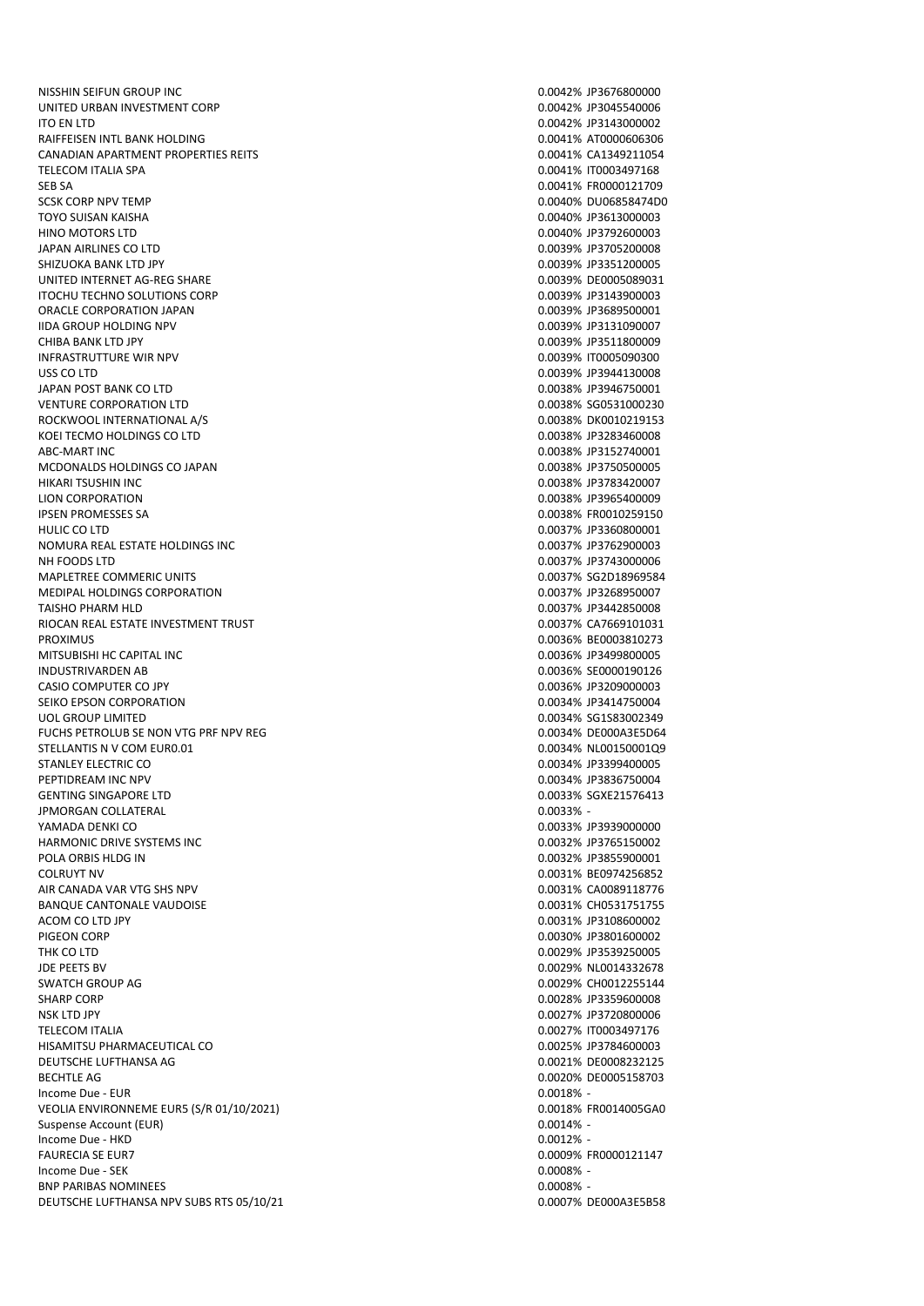| | | |
|---|---|---|
| NISSHIN SEIFUN GROUP INC | 0.0042% | JP3676800000 |
| UNITED URBAN INVESTMENT CORP | 0.0042% | JP3045540006 |
| ITO EN LTD | 0.0042% | JP3143000002 |
| RAIFFEISEN INTL BANK HOLDING | 0.0041% | AT0000606306 |
| CANADIAN APARTMENT PROPERTIES REITS | 0.0041% | CA1349211054 |
| TELECOM ITALIA SPA | 0.0041% | IT0003497168 |
| SEB SA | 0.0041% | FR0000121709 |
| SCSK CORP NPV TEMP | 0.0040% | DU06858474D0 |
| TOYO SUISAN KAISHA | 0.0040% | JP3613000003 |
| HINO MOTORS LTD | 0.0040% | JP3792600003 |
| JAPAN AIRLINES CO LTD | 0.0039% | JP3705200008 |
| SHIZUOKA BANK LTD JPY | 0.0039% | JP3351200005 |
| UNITED INTERNET AG-REG SHARE | 0.0039% | DE0005089031 |
| ITOCHU TECHNO SOLUTIONS CORP | 0.0039% | JP3143900003 |
| ORACLE CORPORATION JAPAN | 0.0039% | JP3689500001 |
| IIDA GROUP HOLDING NPV | 0.0039% | JP3131090007 |
| CHIBA BANK LTD JPY | 0.0039% | JP3511800009 |
| INFRASTRUTTURE WIR NPV | 0.0039% | IT0005090300 |
| USS CO LTD | 0.0039% | JP3944130008 |
| JAPAN POST BANK CO LTD | 0.0038% | JP3946750001 |
| VENTURE CORPORATION LTD | 0.0038% | SG0531000230 |
| ROCKWOOL INTERNATIONAL A/S | 0.0038% | DK0010219153 |
| KOEI TECMO HOLDINGS CO LTD | 0.0038% | JP3283460008 |
| ABC-MART INC | 0.0038% | JP3152740001 |
| MCDONALDS HOLDINGS CO JAPAN | 0.0038% | JP3750500005 |
| HIKARI TSUSHIN INC | 0.0038% | JP3783420007 |
| LION CORPORATION | 0.0038% | JP3965400009 |
| IPSEN PROMESSES SA | 0.0038% | FR0010259150 |
| HULIC CO LTD | 0.0037% | JP3360800001 |
| NOMURA REAL ESTATE HOLDINGS INC | 0.0037% | JP3762900003 |
| NH FOODS LTD | 0.0037% | JP3743000006 |
| MAPLETREE COMMERIC UNITS | 0.0037% | SG2D18969584 |
| MEDIPAL HOLDINGS CORPORATION | 0.0037% | JP3268950007 |
| TAISHO PHARM HLD | 0.0037% | JP3442850008 |
| RIOCAN REAL ESTATE INVESTMENT TRUST | 0.0037% | CA7669101031 |
| PROXIMUS | 0.0036% | BE0003810273 |
| MITSUBISHI HC CAPITAL INC | 0.0036% | JP3499800005 |
| INDUSTRIVARDEN AB | 0.0036% | SE0000190126 |
| CASIO COMPUTER CO JPY | 0.0036% | JP3209000003 |
| SEIKO EPSON CORPORATION | 0.0034% | JP3414750004 |
| UOL GROUP LIMITED | 0.0034% | SG1S83002349 |
| FUCHS PETROLUB SE NON VTG PRF NPV REG | 0.0034% | DE000A3E5D64 |
| STELLANTIS N V COM EUR0.01 | 0.0034% | NL00150001Q9 |
| STANLEY ELECTRIC CO | 0.0034% | JP3399400005 |
| PEPTIDREAM INC NPV | 0.0034% | JP3836750004 |
| GENTING SINGAPORE LTD | 0.0033% | SGXE21576413 |
| JPMORGAN COLLATERAL | 0.0033% | - |
| YAMADA DENKI CO | 0.0033% | JP3939000000 |
| HARMONIC DRIVE SYSTEMS INC | 0.0032% | JP3765150002 |
| POLA ORBIS HLDG IN | 0.0032% | JP3855900001 |
| COLRUYT NV | 0.0031% | BE0974256852 |
| AIR CANADA VAR VTG SHS NPV | 0.0031% | CA0089118776 |
| BANQUE CANTONALE VAUDOISE | 0.0031% | CH0531751755 |
| ACOM CO LTD JPY | 0.0031% | JP3108600002 |
| PIGEON CORP | 0.0030% | JP3801600002 |
| THK CO LTD | 0.0029% | JP3539250005 |
| JDE PEETS BV | 0.0029% | NL0014332678 |
| SWATCH GROUP AG | 0.0029% | CH0012255144 |
| SHARP CORP | 0.0028% | JP3359600008 |
| NSK LTD JPY | 0.0027% | JP3720800006 |
| TELECOM ITALIA | 0.0027% | IT0003497176 |
| HISAMITSU PHARMACEUTICAL CO | 0.0025% | JP3784600003 |
| DEUTSCHE LUFTHANSA AG | 0.0021% | DE0008232125 |
| BECHTLE AG | 0.0020% | DE0005158703 |
| Income Due - EUR | 0.0018% | - |
| VEOLIA ENVIRONNEME EUR5 (S/R 01/10/2021) | 0.0018% | FR0014005GA0 |
| Suspense Account (EUR) | 0.0014% | - |
| Income Due - HKD | 0.0012% | - |
| FAURECIA SE EUR7 | 0.0009% | FR0000121147 |
| Income Due - SEK | 0.0008% | - |
| BNP PARIBAS NOMINEES | 0.0008% | - |
| DEUTSCHE LUFTHANSA NPV SUBS RTS 05/10/21 | 0.0007% | DE000A3E5B58 |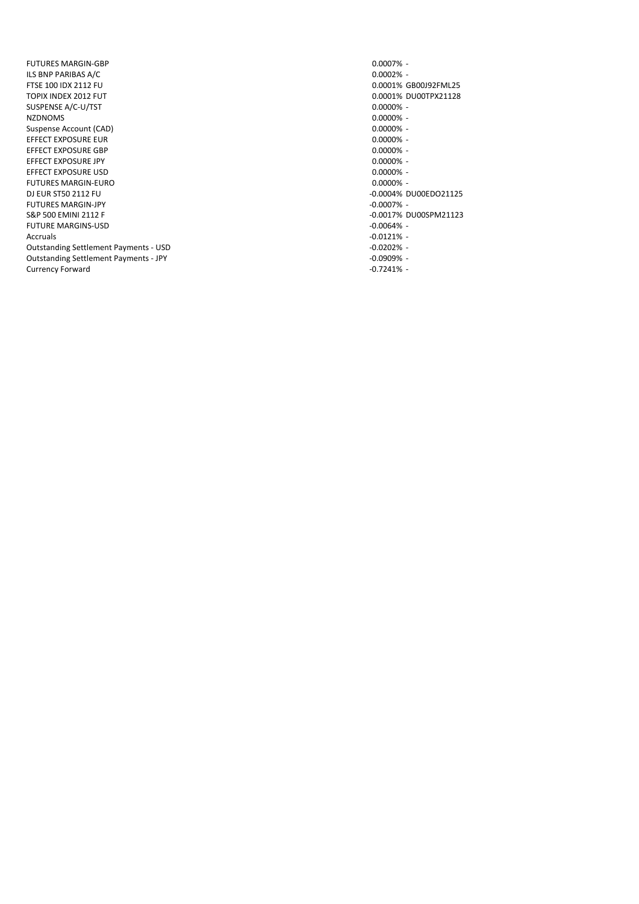| | | |
|---|---|---|
| FUTURES MARGIN-GBP | 0.0007% | - |
| ILS BNP PARIBAS A/C | 0.0002% | - |
| FTSE 100 IDX 2112 FU | 0.0001% | GB00J92FML25 |
| TOPIX INDEX 2012 FUT | 0.0001% | DU00TPX21128 |
| SUSPENSE A/C-U/TST | 0.0000% | - |
| NZDNOMS | 0.0000% | - |
| Suspense Account (CAD) | 0.0000% | - |
| EFFECT EXPOSURE EUR | 0.0000% | - |
| EFFECT EXPOSURE GBP | 0.0000% | - |
| EFFECT EXPOSURE JPY | 0.0000% | - |
| EFFECT EXPOSURE USD | 0.0000% | - |
| FUTURES MARGIN-EURO | 0.0000% | - |
| DJ EUR ST50 2112 FU | -0.0004% | DU00EDO21125 |
| FUTURES MARGIN-JPY | -0.0007% | - |
| S&P 500 EMINI 2112 F | -0.0017% | DU00SPM21123 |
| FUTURE MARGINS-USD | -0.0064% | - |
| Accruals | -0.0121% | - |
| Outstanding Settlement Payments - USD | -0.0202% | - |
| Outstanding Settlement Payments - JPY | -0.0909% | - |
| Currency Forward | -0.7241% | - |